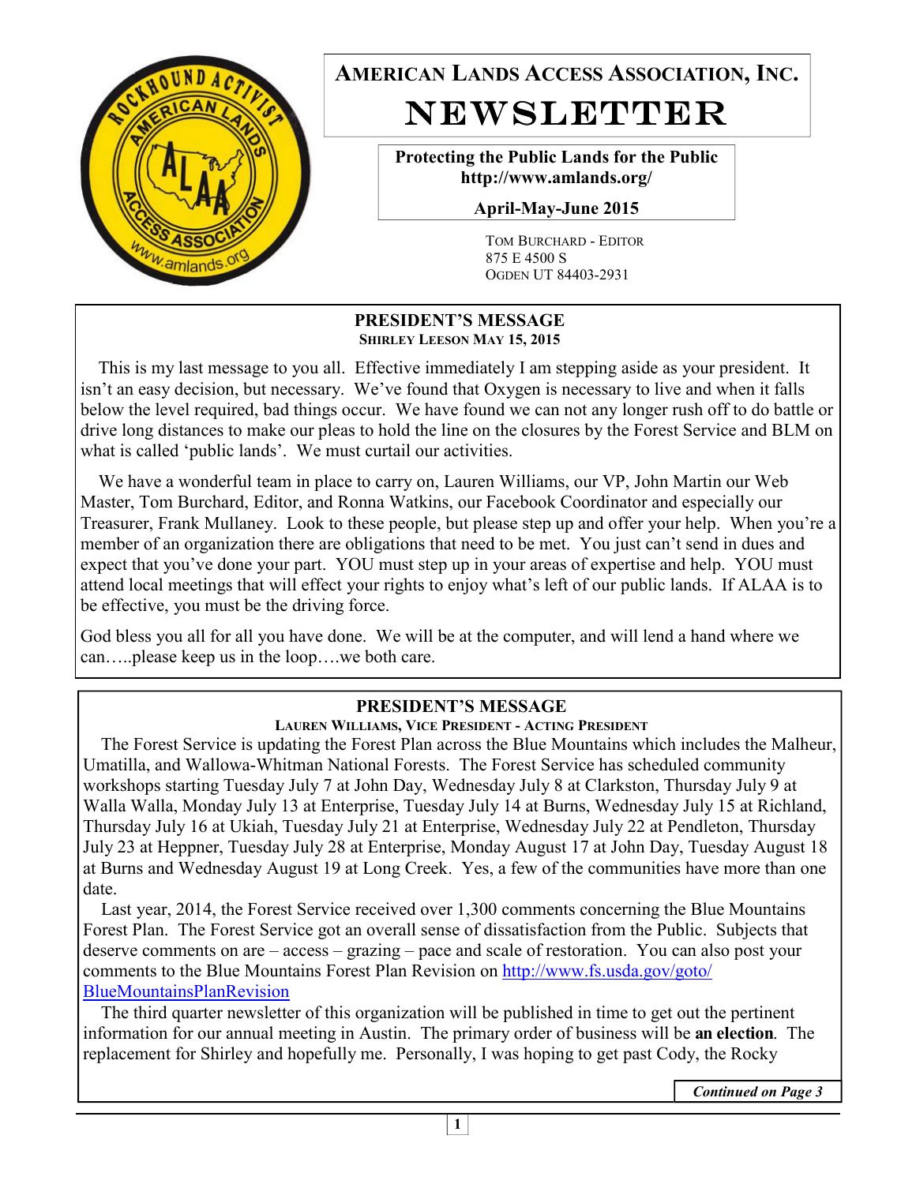# AMERICAN LANDS ACCESS ASSOCIATION, INC.

# NEWSLETTER

**Protecting the Public Lands for the Public**
**http://www.amlands.org/**

**April-May-June 2015**

TOM BURCHARD - EDITOR
875 E 4500 S
OGDEN UT 84403-2931

## PRESIDENT'S MESSAGE

**SHIRLEY LEESON MAY 15, 2015**

This is my last message to you all. Effective immediately I am stepping aside as your president. It isn't an easy decision, but necessary. We've found that Oxygen is necessary to live and when it falls below the level required, bad things occur. We have found we can not any longer rush off to do battle or drive long distances to make our pleas to hold the line on the closures by the Forest Service and BLM on what is called 'public lands'. We must curtail our activities.

We have a wonderful team in place to carry on, Lauren Williams, our VP, John Martin our Web Master, Tom Burchard, Editor, and Ronna Watkins, our Facebook Coordinator and especially our Treasurer, Frank Mullaney. Look to these people, but please step up and offer your help. When you're a member of an organization there are obligations that need to be met. You just can't send in dues and expect that you've done your part. YOU must step up in your areas of expertise and help. YOU must attend local meetings that will effect your rights to enjoy what's left of our public lands. If ALAA is to be effective, you must be the driving force.

God bless you all for all you have done. We will be at the computer, and will lend a hand where we can…..please keep us in the loop….we both care.

## PRESIDENT'S MESSAGE

**LAUREN WILLIAMS, VICE PRESIDENT - ACTING PRESIDENT**

The Forest Service is updating the Forest Plan across the Blue Mountains which includes the Malheur, Umatilla, and Wallowa-Whitman National Forests. The Forest Service has scheduled community workshops starting Tuesday July 7 at John Day, Wednesday July 8 at Clarkston, Thursday July 9 at Walla Walla, Monday July 13 at Enterprise, Tuesday July 14 at Burns, Wednesday July 15 at Richland, Thursday July 16 at Ukiah, Tuesday July 21 at Enterprise, Wednesday July 22 at Pendleton, Thursday July 23 at Heppner, Tuesday July 28 at Enterprise, Monday August 17 at John Day, Tuesday August 18 at Burns and Wednesday August 19 at Long Creek. Yes, a few of the communities have more than one date.

Last year, 2014, the Forest Service received over 1,300 comments concerning the Blue Mountains Forest Plan. The Forest Service got an overall sense of dissatisfaction from the Public. Subjects that deserve comments on are – access – grazing – pace and scale of restoration. You can also post your comments to the Blue Mountains Forest Plan Revision on http://www.fs.usda.gov/goto/BlueMountainsPlanRevision

The third quarter newsletter of this organization will be published in time to get out the pertinent information for our annual meeting in Austin. The primary order of business will be **an election**. The replacement for Shirley and hopefully me. Personally, I was hoping to get past Cody, the Rocky

***Continued on Page 3***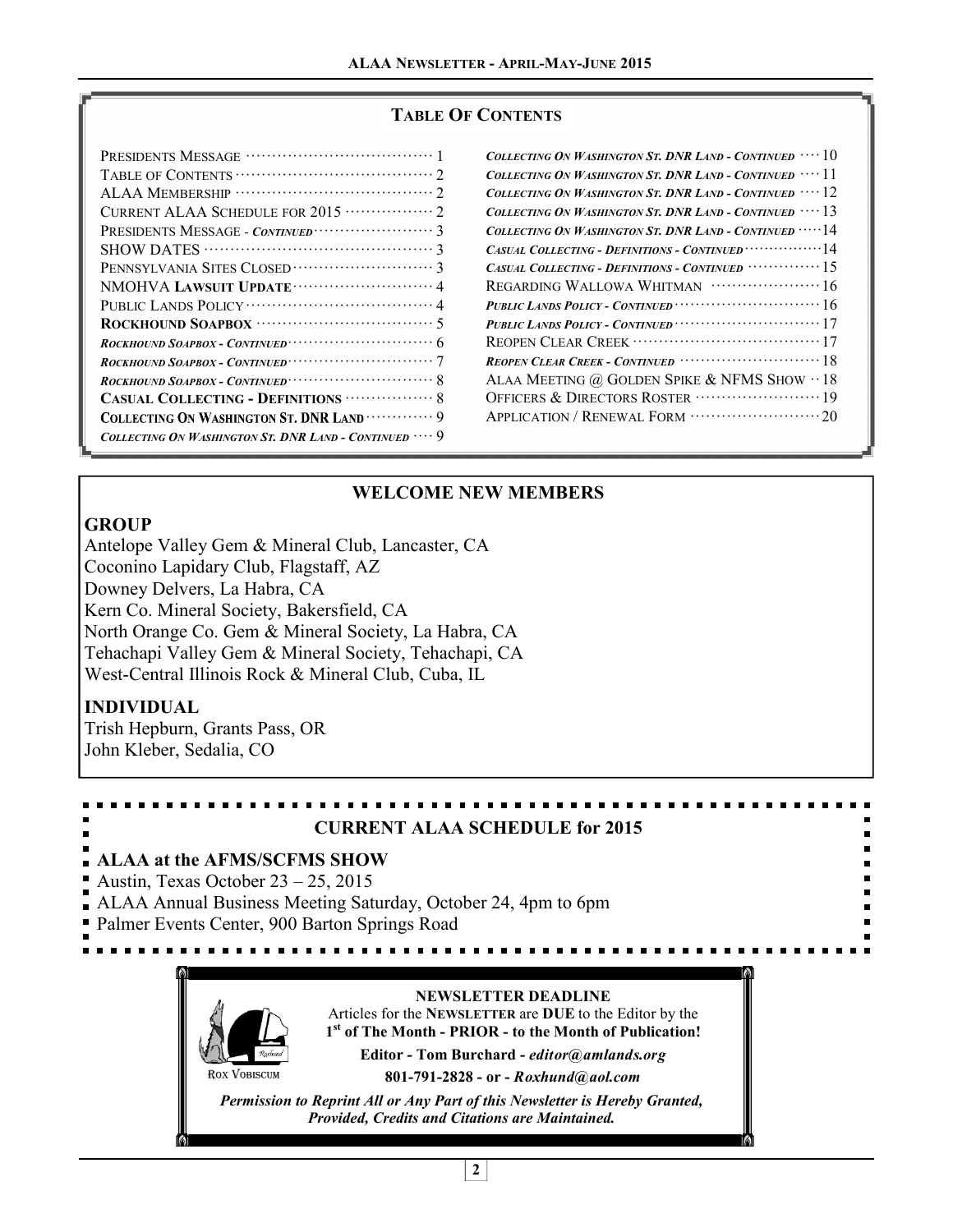## TABLE OF CONTENTS

| | |
|---|---|
| PRESIDENTS MESSAGE | 1 |
| TABLE OF CONTENTS | 2 |
| ALAA MEMBERSHIP | 2 |
| CURRENT ALAA SCHEDULE FOR 2015 | 2 |
| PRESIDENTS MESSAGE - *CONTINUED* | 3 |
| SHOW DATES | 3 |
| PENNSYLVANIA SITES CLOSED | 3 |
| NMOHVA **LAWSUIT UPDATE** | 4 |
| PUBLIC LANDS POLICY | 4 |
| **ROCKHOUND SOAPBOX** | 5 |
| ***ROCKHOUND SOAPBOX - CONTINUED*** | 6 |
| ***ROCKHOUND SOAPBOX - CONTINUED*** | 7 |
| ***ROCKHOUND SOAPBOX - CONTINUED*** | 8 |
| **CASUAL COLLECTING - DEFINITIONS** | 8 |
| **COLLECTING ON WASHINGTON ST. DNR LAND** | 9 |
| ***COLLECTING ON WASHINGTON ST. DNR LAND - CONTINUED*** | 9 |
| ***COLLECTING ON WASHINGTON ST. DNR LAND - CONTINUED*** | 10 |
| ***COLLECTING ON WASHINGTON ST. DNR LAND - CONTINUED*** | 11 |
| ***COLLECTING ON WASHINGTON ST. DNR LAND - CONTINUED*** | 12 |
| ***COLLECTING ON WASHINGTON ST. DNR LAND - CONTINUED*** | 13 |
| ***COLLECTING ON WASHINGTON ST. DNR LAND - CONTINUED*** | 14 |
| ***CASUAL COLLECTING - DEFINITIONS - CONTINUED*** | 14 |
| ***CASUAL COLLECTING - DEFINITIONS - CONTINUED*** | 15 |
| REGARDING WALLOWA WHITMAN | 16 |
| ***PUBLIC LANDS POLICY - CONTINUED*** | 16 |
| ***PUBLIC LANDS POLICY - CONTINUED*** | 17 |
| REOPEN CLEAR CREEK | 17 |
| ***REOPEN CLEAR CREEK - CONTINUED*** | 18 |
| ALAA MEETING @ GOLDEN SPIKE & NFMS SHOW | 18 |
| OFFICERS & DIRECTORS ROSTER | 19 |
| APPLICATION / RENEWAL FORM | 20 |

## WELCOME NEW MEMBERS

### GROUP

Antelope Valley Gem & Mineral Club, Lancaster, CA
Coconino Lapidary Club, Flagstaff, AZ
Downey Delvers, La Habra, CA
Kern Co. Mineral Society, Bakersfield, CA
North Orange Co. Gem & Mineral Society, La Habra, CA
Tehachapi Valley Gem & Mineral Society, Tehachapi, CA
West-Central Illinois Rock & Mineral Club, Cuba, IL

### INDIVIDUAL

Trish Hepburn, Grants Pass, OR
John Kleber, Sedalia, CO

## CURRENT ALAA SCHEDULE for 2015

**ALAA at the AFMS/SCFMS SHOW**

Austin, Texas October 23 – 25, 2015
ALAA Annual Business Meeting Saturday, October 24, 4pm to 6pm
Palmer Events Center, 900 Barton Springs Road

ROX VOBISCUM

**NEWSLETTER DEADLINE**

Articles for the **NEWSLETTER** are **DUE** to the Editor by the **1st of The Month - PRIOR - to the Month of Publication!**

**Editor - Tom Burchard -** ***editor@amlands.org***

**801-791-2828 - or -** ***Roxhund@aol.com***

***Permission to Reprint All or Any Part of this Newsletter is Hereby Granted, Provided, Credits and Citations are Maintained.***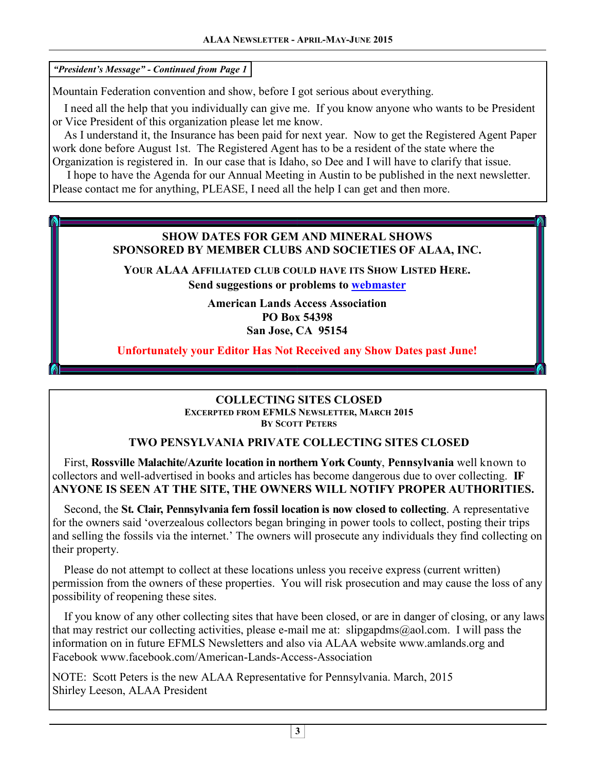*"President's Message" - Continued from Page 1*

Mountain Federation convention and show, before I got serious about everything.

I need all the help that you individually can give me. If you know anyone who wants to be President or Vice President of this organization please let me know.

As I understand it, the Insurance has been paid for next year. Now to get the Registered Agent Paper work done before August 1st. The Registered Agent has to be a resident of the state where the Organization is registered in. In our case that is Idaho, so Dee and I will have to clarify that issue.

I hope to have the Agenda for our Annual Meeting in Austin to be published in the next newsletter. Please contact me for anything, PLEASE, I need all the help I can get and then more.

## SHOW DATES FOR GEM AND MINERAL SHOWS SPONSORED BY MEMBER CLUBS AND SOCIETIES OF ALAA, INC.

**YOUR ALAA AFFILIATED CLUB COULD HAVE ITS SHOW LISTED HERE.**

**Send suggestions or problems to webmaster**

**American Lands Access Association**
**PO Box 54398**
**San Jose, CA 95154**

**Unfortunately your Editor Has Not Received any Show Dates past June!**

## COLLECTING SITES CLOSED

**EXCERPTED FROM EFMLS NEWSLETTER, MARCH 2015**
**BY SCOTT PETERS**

### TWO PENSYLVANIA PRIVATE COLLECTING SITES CLOSED

First, **Rossville Malachite/Azurite location in northern York County**, **Pennsylvania** well known to collectors and well-advertised in books and articles has become dangerous due to over collecting. **IF ANYONE IS SEEN AT THE SITE, THE OWNERS WILL NOTIFY PROPER AUTHORITIES.**

Second, the **St. Clair, Pennsylvania fern fossil location is now closed to collecting**. A representative for the owners said 'overzealous collectors began bringing in power tools to collect, posting their trips and selling the fossils via the internet.' The owners will prosecute any individuals they find collecting on their property.

Please do not attempt to collect at these locations unless you receive express (current written) permission from the owners of these properties. You will risk prosecution and may cause the loss of any possibility of reopening these sites.

If you know of any other collecting sites that have been closed, or are in danger of closing, or any laws that may restrict our collecting activities, please e-mail me at: slipgapdms@aol.com. I will pass the information on in future EFMLS Newsletters and also via ALAA website www.amlands.org and Facebook www.facebook.com/American-Lands-Access-Association

NOTE: Scott Peters is the new ALAA Representative for Pennsylvania. March, 2015
Shirley Leeson, ALAA President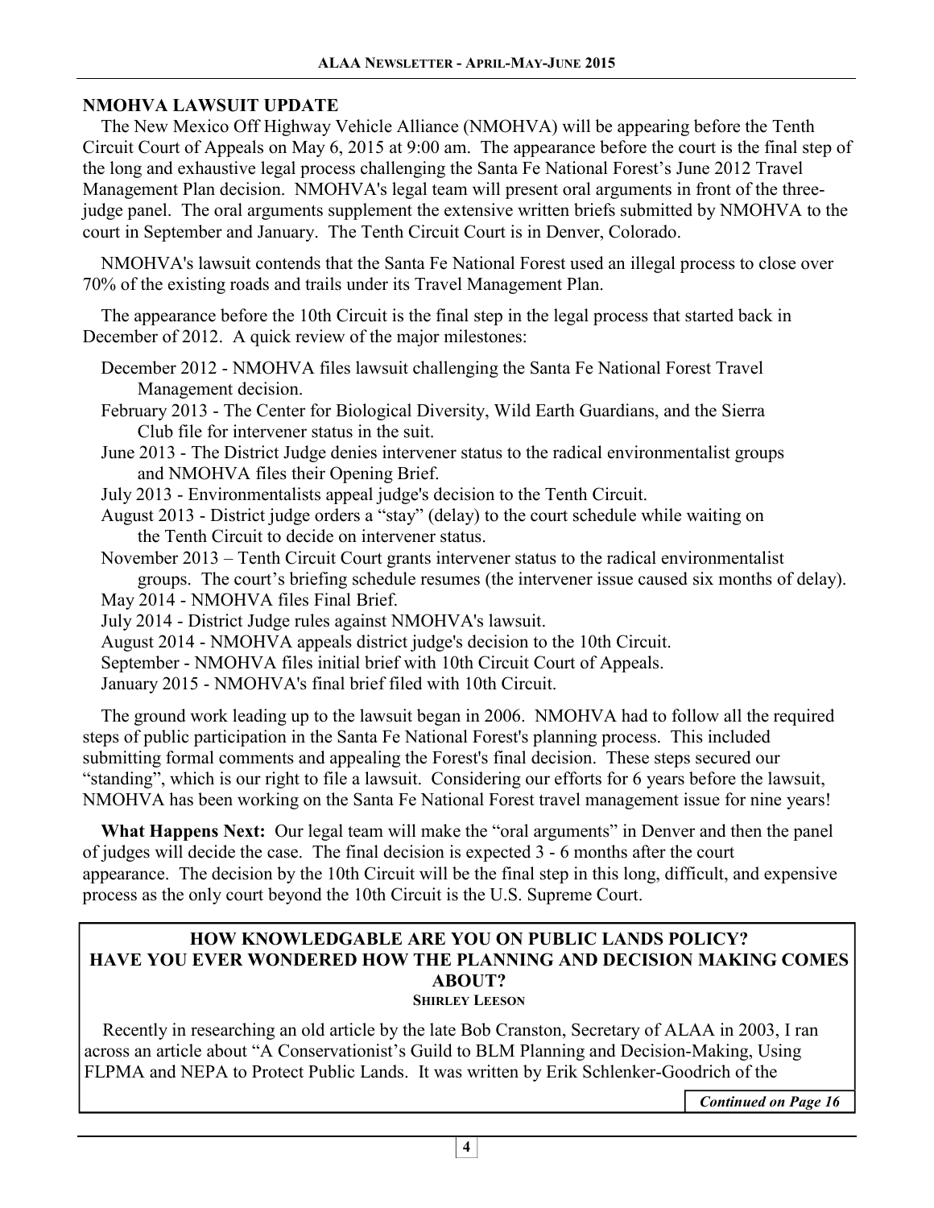## NMOHVA LAWSUIT UPDATE

The New Mexico Off Highway Vehicle Alliance (NMOHVA) will be appearing before the Tenth Circuit Court of Appeals on May 6, 2015 at 9:00 am. The appearance before the court is the final step of the long and exhaustive legal process challenging the Santa Fe National Forest's June 2012 Travel Management Plan decision. NMOHVA's legal team will present oral arguments in front of the three-judge panel. The oral arguments supplement the extensive written briefs submitted by NMOHVA to the court in September and January. The Tenth Circuit Court is in Denver, Colorado.

NMOHVA's lawsuit contends that the Santa Fe National Forest used an illegal process to close over 70% of the existing roads and trails under its Travel Management Plan.

The appearance before the 10th Circuit is the final step in the legal process that started back in December of 2012. A quick review of the major milestones:

- December 2012 - NMOHVA files lawsuit challenging the Santa Fe National Forest Travel Management decision.
- February 2013 - The Center for Biological Diversity, Wild Earth Guardians, and the Sierra Club file for intervener status in the suit.
- June 2013 - The District Judge denies intervener status to the radical environmentalist groups and NMOHVA files their Opening Brief.
- July 2013 - Environmentalists appeal judge's decision to the Tenth Circuit.
- August 2013 - District judge orders a "stay" (delay) to the court schedule while waiting on the Tenth Circuit to decide on intervener status.
- November 2013 – Tenth Circuit Court grants intervener status to the radical environmentalist groups. The court's briefing schedule resumes (the intervener issue caused six months of delay).
- May 2014 - NMOHVA files Final Brief.
- July 2014 - District Judge rules against NMOHVA's lawsuit.
- August 2014 - NMOHVA appeals district judge's decision to the 10th Circuit.
- September - NMOHVA files initial brief with 10th Circuit Court of Appeals.
- January 2015 - NMOHVA's final brief filed with 10th Circuit.

The ground work leading up to the lawsuit began in 2006. NMOHVA had to follow all the required steps of public participation in the Santa Fe National Forest's planning process. This included submitting formal comments and appealing the Forest's final decision. These steps secured our "standing", which is our right to file a lawsuit. Considering our efforts for 6 years before the lawsuit, NMOHVA has been working on the Santa Fe National Forest travel management issue for nine years!

**What Happens Next:** Our legal team will make the "oral arguments" in Denver and then the panel of judges will decide the case. The final decision is expected 3 - 6 months after the court appearance. The decision by the 10th Circuit will be the final step in this long, difficult, and expensive process as the only court beyond the 10th Circuit is the U.S. Supreme Court.

## HOW KNOWLEDGABLE ARE YOU ON PUBLIC LANDS POLICY? HAVE YOU EVER WONDERED HOW THE PLANNING AND DECISION MAKING COMES ABOUT?

**Shirley Leeson**

Recently in researching an old article by the late Bob Cranston, Secretary of ALAA in 2003, I ran across an article about "A Conservationist's Guild to BLM Planning and Decision-Making, Using FLPMA and NEPA to Protect Public Lands. It was written by Erik Schlenker-Goodrich of the

*Continued on Page 16*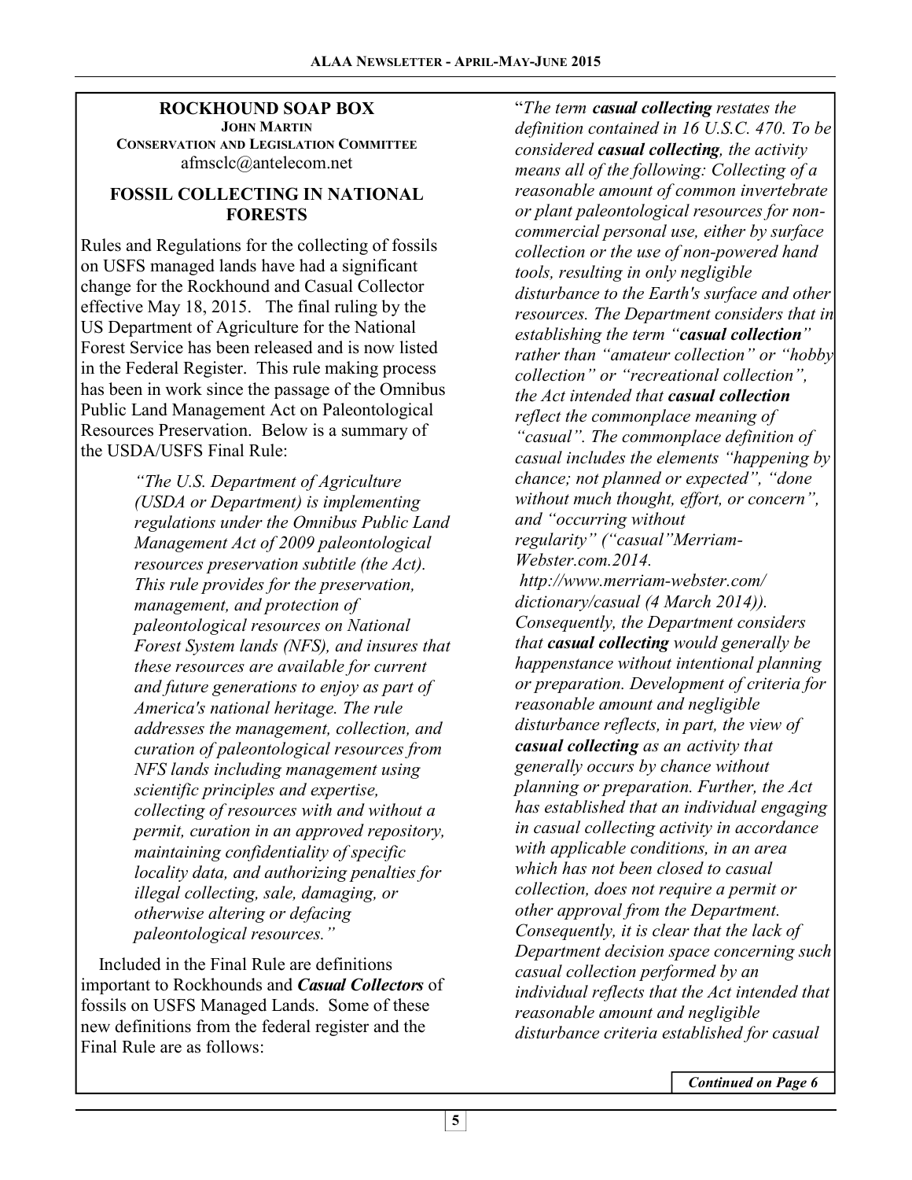## ROCKHOUND SOAP BOX

**JOHN MARTIN**
**CONSERVATION AND LEGISLATION COMMITTEE**
afmsclc@antelecom.net

### FOSSIL COLLECTING IN NATIONAL FORESTS

Rules and Regulations for the collecting of fossils on USFS managed lands have had a significant change for the Rockhound and Casual Collector effective May 18, 2015. The final ruling by the US Department of Agriculture for the National Forest Service has been released and is now listed in the Federal Register. This rule making process has been in work since the passage of the Omnibus Public Land Management Act on Paleontological Resources Preservation. Below is a summary of the USDA/USFS Final Rule:

> *"The U.S. Department of Agriculture (USDA or Department) is implementing regulations under the Omnibus Public Land Management Act of 2009 paleontological resources preservation subtitle (the Act). This rule provides for the preservation, management, and protection of paleontological resources on National Forest System lands (NFS), and insures that these resources are available for current and future generations to enjoy as part of America's national heritage. The rule addresses the management, collection, and curation of paleontological resources from NFS lands including management using scientific principles and expertise, collecting of resources with and without a permit, curation in an approved repository, maintaining confidentiality of specific locality data, and authorizing penalties for illegal collecting, sale, damaging, or otherwise altering or defacing paleontological resources."*

Included in the Final Rule are definitions important to Rockhounds and ***Casual Collectors*** of fossils on USFS Managed Lands. Some of these new definitions from the federal register and the Final Rule are as follows:

"*The term **casual collecting** restates the definition contained in 16 U.S.C. 470. To be considered **casual collecting**, the activity means all of the following: Collecting of a reasonable amount of common invertebrate or plant paleontological resources for non-commercial personal use, either by surface collection or the use of non-powered hand tools, resulting in only negligible disturbance to the Earth's surface and other resources. The Department considers that in establishing the term "**casual collection**" rather than "amateur collection" or "hobby collection" or "recreational collection", the Act intended that **casual collection** reflect the commonplace meaning of "casual". The commonplace definition of casual includes the elements "happening by chance; not planned or expected", "done without much thought, effort, or concern", and "occurring without regularity" ("casual"Merriam-Webster.com.2014. http://www.merriam-webster.com/dictionary/casual (4 March 2014)). Consequently, the Department considers that **casual collecting** would generally be happenstance without intentional planning or preparation. Development of criteria for reasonable amount and negligible disturbance reflects, in part, the view of **casual collecting** as an activity that generally occurs by chance without planning or preparation. Further, the Act has established that an individual engaging in casual collecting activity in accordance with applicable conditions, in an area which has not been closed to casual collection, does not require a permit or other approval from the Department. Consequently, it is clear that the lack of Department decision space concerning such casual collection performed by an individual reflects that the Act intended that reasonable amount and negligible disturbance criteria established for casual*

***Continued on Page 6***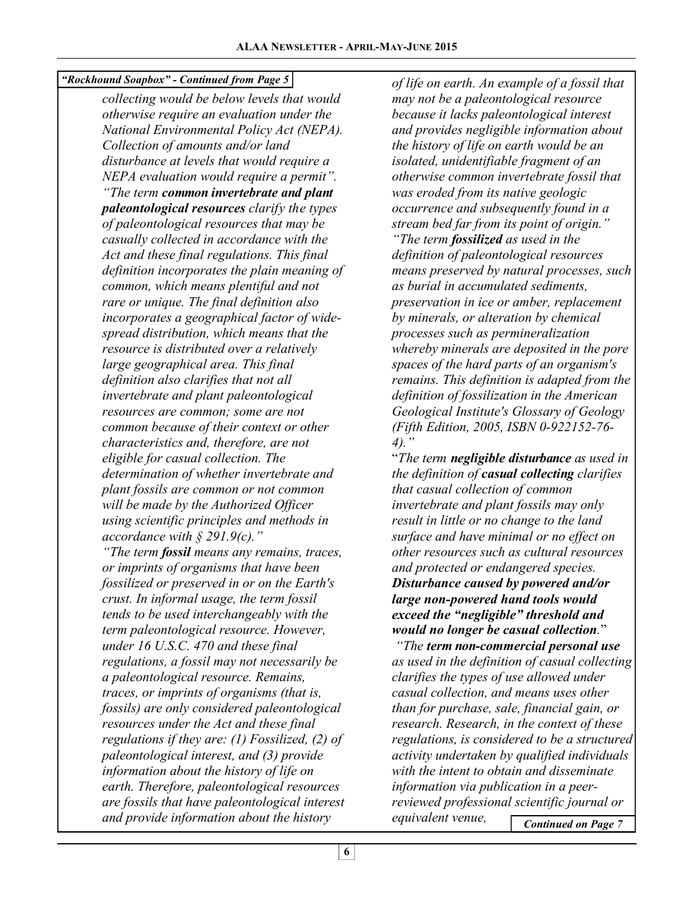*"Rockhound Soapbox" - Continued from Page 5*

*collecting would be below levels that would otherwise require an evaluation under the National Environmental Policy Act (NEPA). Collection of amounts and/or land disturbance at levels that would require a NEPA evaluation would require a permit".*

*"The term **common invertebrate and plant paleontological resources** clarify the types of paleontological resources that may be casually collected in accordance with the Act and these final regulations. This final definition incorporates the plain meaning of common, which means plentiful and not rare or unique. The final definition also incorporates a geographical factor of widespread distribution, which means that the resource is distributed over a relatively large geographical area. This final definition also clarifies that not all invertebrate and plant paleontological resources are common; some are not common because of their context or other characteristics and, therefore, are not eligible for casual collection. The determination of whether invertebrate and plant fossils are common or not common will be made by the Authorized Officer using scientific principles and methods in accordance with § 291.9(c)."*

*"The term **fossil** means any remains, traces, or imprints of organisms that have been fossilized or preserved in or on the Earth's crust. In informal usage, the term fossil tends to be used interchangeably with the term paleontological resource. However, under 16 U.S.C. 470 and these final regulations, a fossil may not necessarily be a paleontological resource. Remains, traces, or imprints of organisms (that is, fossils) are only considered paleontological resources under the Act and these final regulations if they are: (1) Fossilized, (2) of paleontological interest, and (3) provide information about the history of life on earth. Therefore, paleontological resources are fossils that have paleontological interest and provide information about the history of life on earth. An example of a fossil that may not be a paleontological resource because it lacks paleontological interest and provides negligible information about the history of life on earth would be an isolated, unidentifiable fragment of an otherwise common invertebrate fossil that was eroded from its native geologic occurrence and subsequently found in a stream bed far from its point of origin."*

*"The term **fossilized** as used in the definition of paleontological resources means preserved by natural processes, such as burial in accumulated sediments, preservation in ice or amber, replacement by minerals, or alteration by chemical processes such as permineralization whereby minerals are deposited in the pore spaces of the hard parts of an organism's remains. This definition is adapted from the definition of fossilization in the American Geological Institute's Glossary of Geology (Fifth Edition, 2005, ISBN 0-922152-76-4)."*

"*The term **negligible disturbance** as used in the definition of **casual collecting** clarifies that casual collection of common invertebrate and plant fossils may only result in little or no change to the land surface and have minimal or no effect on other resources such as cultural resources and protected or endangered species. **Disturbance caused by powered and/or large non-powered hand tools would exceed the "negligible" threshold and would no longer be casual collection**.*"

*"The **term non-commercial personal use** as used in the definition of casual collecting clarifies the types of use allowed under casual collection, and means uses other than for purchase, sale, financial gain, or research. Research, in the context of these regulations, is considered to be a structured activity undertaken by qualified individuals with the intent to obtain and disseminate information via publication in a peer-reviewed professional scientific journal or equivalent venue,*

***Continued on Page 7***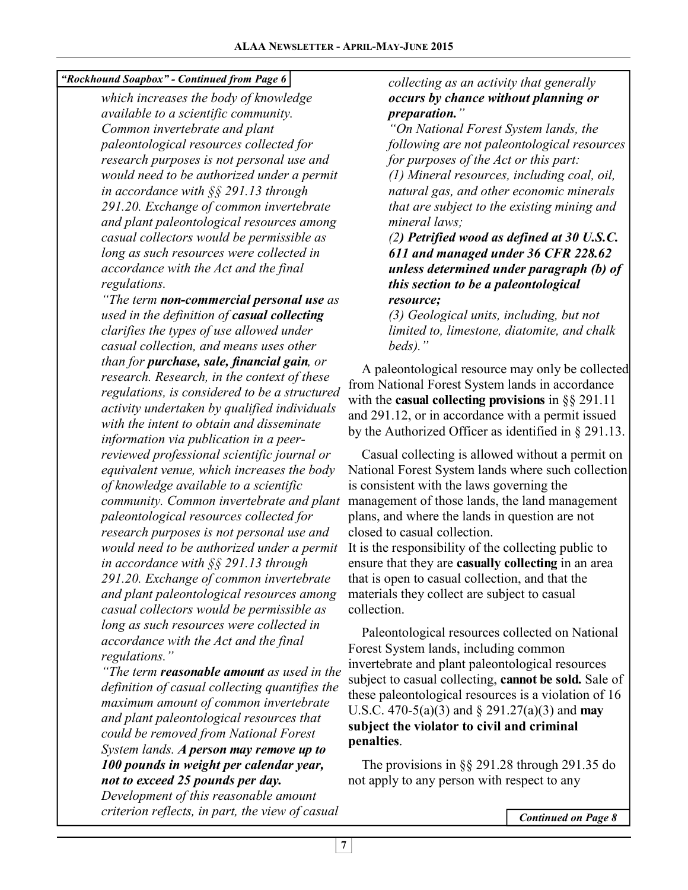*"Rockhound Soapbox" - Continued from Page 6*

*which increases the body of knowledge available to a scientific community. Common invertebrate and plant paleontological resources collected for research purposes is not personal use and would need to be authorized under a permit in accordance with §§ 291.13 through 291.20. Exchange of common invertebrate and plant paleontological resources among casual collectors would be permissible as long as such resources were collected in accordance with the Act and the final regulations.*

*"The term* ***non-commercial personal use*** *as used in the definition of* ***casual collecting*** *clarifies the types of use allowed under casual collection, and means uses other than for* ***purchase, sale, financial gain****, or research. Research, in the context of these regulations, is considered to be a structured activity undertaken by qualified individuals with the intent to obtain and disseminate information via publication in a peer-reviewed professional scientific journal or equivalent venue, which increases the body of knowledge available to a scientific community. Common invertebrate and plant paleontological resources collected for research purposes is not personal use and would need to be authorized under a permit in accordance with §§ 291.13 through 291.20. Exchange of common invertebrate and plant paleontological resources among casual collectors would be permissible as long as such resources were collected in accordance with the Act and the final regulations."*

*"The term* ***reasonable amount*** *as used in the definition of casual collecting quantifies the maximum amount of common invertebrate and plant paleontological resources that could be removed from National Forest System lands.* ***A person may remove up to 100 pounds in weight per calendar year, not to exceed 25 pounds per day.*** *Development of this reasonable amount criterion reflects, in part, the view of casual collecting as an activity that generally* ***occurs by chance without planning or preparation.****"*

*"On National Forest System lands, the following are not paleontological resources for purposes of the Act or this part:*
*(1) Mineral resources, including coal, oil, natural gas, and other economic minerals that are subject to the existing mining and mineral laws;*
*(2****) Petrified wood as defined at 30 U.S.C. 611 and managed under 36 CFR 228.62 unless determined under paragraph (b) of this section to be a paleontological resource;***
*(3) Geological units, including, but not limited to, limestone, diatomite, and chalk beds)."*

A paleontological resource may only be collected from National Forest System lands in accordance with the **casual collecting provisions** in §§ 291.11 and 291.12, or in accordance with a permit issued by the Authorized Officer as identified in § 291.13.

Casual collecting is allowed without a permit on National Forest System lands where such collection is consistent with the laws governing the management of those lands, the land management plans, and where the lands in question are not closed to casual collection.
It is the responsibility of the collecting public to ensure that they are **casually collecting** in an area that is open to casual collection, and that the materials they collect are subject to casual collection.

Paleontological resources collected on National Forest System lands, including common invertebrate and plant paleontological resources subject to casual collecting, **cannot be sold.** Sale of these paleontological resources is a violation of 16 U.S.C. 470-5(a)(3) and § 291.27(a)(3) and **may subject the violator to civil and criminal penalties**.

The provisions in §§ 291.28 through 291.35 do not apply to any person with respect to any

*Continued on Page 8*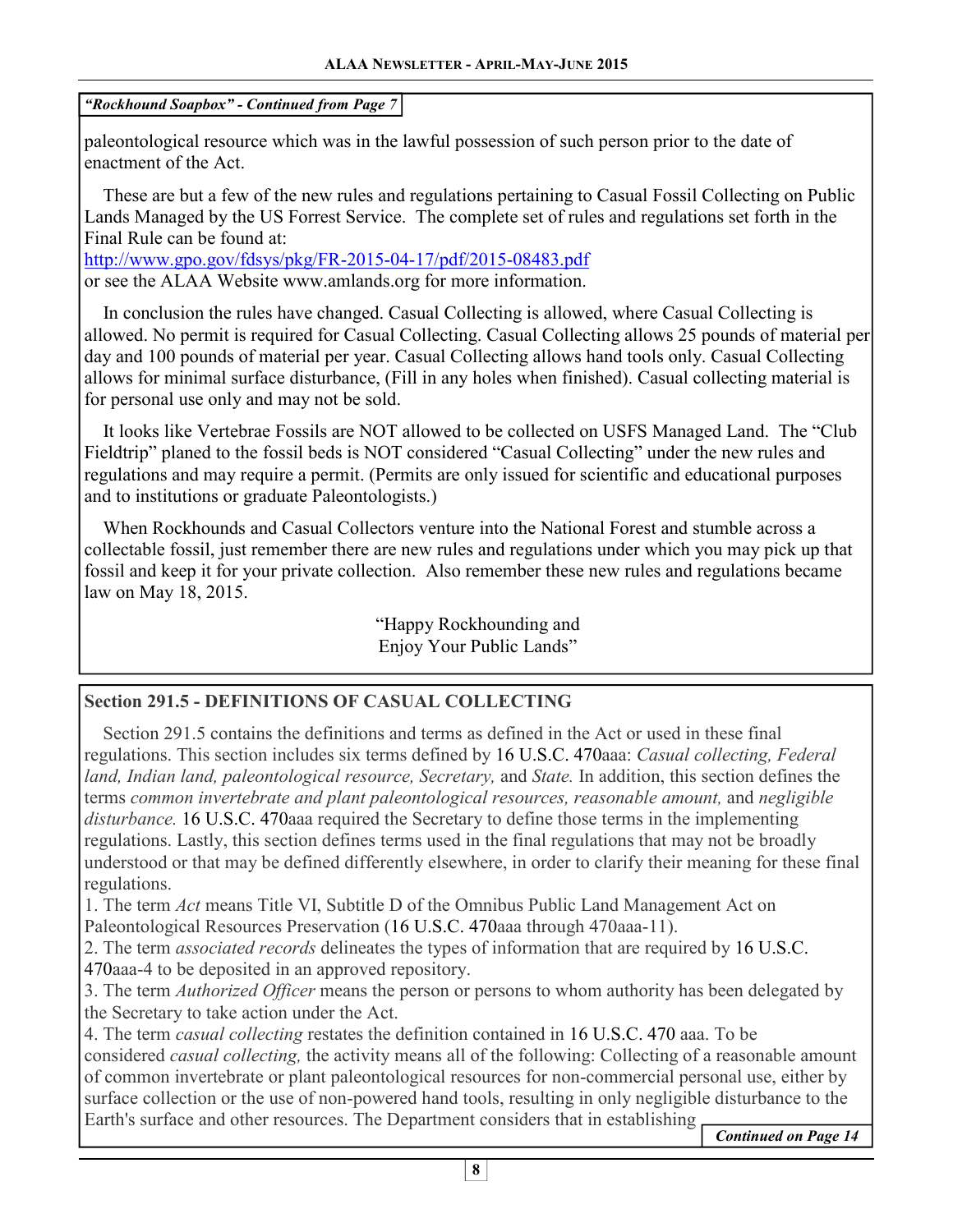*"Rockhound Soapbox" - Continued from Page 7*

paleontological resource which was in the lawful possession of such person prior to the date of enactment of the Act.

These are but a few of the new rules and regulations pertaining to Casual Fossil Collecting on Public Lands Managed by the US Forrest Service. The complete set of rules and regulations set forth in the Final Rule can be found at:
http://www.gpo.gov/fdsys/pkg/FR-2015-04-17/pdf/2015-08483.pdf
or see the ALAA Website www.amlands.org for more information.

In conclusion the rules have changed. Casual Collecting is allowed, where Casual Collecting is allowed. No permit is required for Casual Collecting. Casual Collecting allows 25 pounds of material per day and 100 pounds of material per year. Casual Collecting allows hand tools only. Casual Collecting allows for minimal surface disturbance, (Fill in any holes when finished). Casual collecting material is for personal use only and may not be sold.

It looks like Vertebrae Fossils are NOT allowed to be collected on USFS Managed Land. The "Club Fieldtrip" planed to the fossil beds is NOT considered "Casual Collecting" under the new rules and regulations and may require a permit. (Permits are only issued for scientific and educational purposes and to institutions or graduate Paleontologists.)

When Rockhounds and Casual Collectors venture into the National Forest and stumble across a collectable fossil, just remember there are new rules and regulations under which you may pick up that fossil and keep it for your private collection. Also remember these new rules and regulations became law on May 18, 2015.

"Happy Rockhounding and
Enjoy Your Public Lands"

## Section 291.5 - DEFINITIONS OF CASUAL COLLECTING

Section 291.5 contains the definitions and terms as defined in the Act or used in these final regulations. This section includes six terms defined by 16 U.S.C. 470aaa: *Casual collecting, Federal land, Indian land, paleontological resource, Secretary,* and *State.* In addition, this section defines the terms *common invertebrate and plant paleontological resources, reasonable amount,* and *negligible disturbance.* 16 U.S.C. 470aaa required the Secretary to define those terms in the implementing regulations. Lastly, this section defines terms used in the final regulations that may not be broadly understood or that may be defined differently elsewhere, in order to clarify their meaning for these final regulations.

1. The term *Act* means Title VI, Subtitle D of the Omnibus Public Land Management Act on Paleontological Resources Preservation (16 U.S.C. 470aaa through 470aaa-11).
2. The term *associated records* delineates the types of information that are required by 16 U.S.C. 470aaa-4 to be deposited in an approved repository.
3. The term *Authorized Officer* means the person or persons to whom authority has been delegated by the Secretary to take action under the Act.
4. The term *casual collecting* restates the definition contained in 16 U.S.C. 470 aaa. To be considered *casual collecting,* the activity means all of the following: Collecting of a reasonable amount of common invertebrate or plant paleontological resources for non-commercial personal use, either by surface collection or the use of non-powered hand tools, resulting in only negligible disturbance to the Earth's surface and other resources. The Department considers that in establishing

***Continued on Page 14***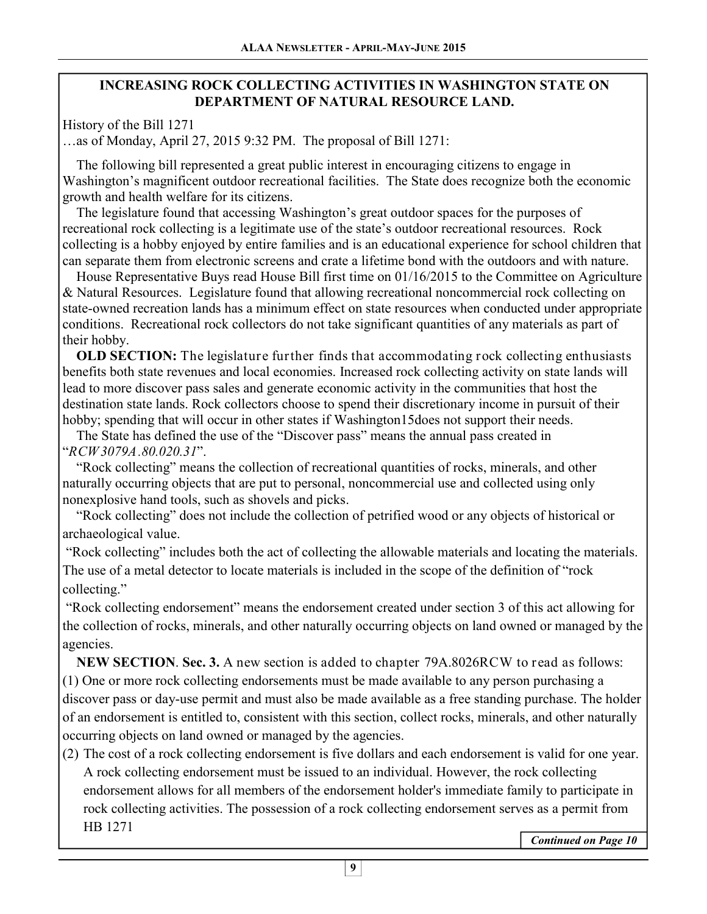## INCREASING ROCK COLLECTING ACTIVITIES IN WASHINGTON STATE ON DEPARTMENT OF NATURAL RESOURCE LAND.

History of the Bill 1271

…as of Monday, April 27, 2015 9:32 PM. The proposal of Bill 1271:

The following bill represented a great public interest in encouraging citizens to engage in Washington's magnificent outdoor recreational facilities. The State does recognize both the economic growth and health welfare for its citizens.

The legislature found that accessing Washington's great outdoor spaces for the purposes of recreational rock collecting is a legitimate use of the state's outdoor recreational resources. Rock collecting is a hobby enjoyed by entire families and is an educational experience for school children that can separate them from electronic screens and crate a lifetime bond with the outdoors and with nature.

House Representative Buys read House Bill first time on 01/16/2015 to the Committee on Agriculture & Natural Resources. Legislature found that allowing recreational noncommercial rock collecting on state-owned recreation lands has a minimum effect on state resources when conducted under appropriate conditions. Recreational rock collectors do not take significant quantities of any materials as part of their hobby.

**OLD SECTION:** The legislature further finds that accommodating rock collecting enthusiasts benefits both state revenues and local economies. Increased rock collecting activity on state lands will lead to more discover pass sales and generate economic activity in the communities that host the destination state lands. Rock collectors choose to spend their discretionary income in pursuit of their hobby; spending that will occur in other states if Washington15does not support their needs.

The State has defined the use of the "Discover pass" means the annual pass created in "*RCW3079A.80.020.31*".

"Rock collecting" means the collection of recreational quantities of rocks, minerals, and other naturally occurring objects that are put to personal, noncommercial use and collected using only nonexplosive hand tools, such as shovels and picks.

"Rock collecting" does not include the collection of petrified wood or any objects of historical or archaeological value.

"Rock collecting" includes both the act of collecting the allowable materials and locating the materials. The use of a metal detector to locate materials is included in the scope of the definition of "rock collecting."

"Rock collecting endorsement" means the endorsement created under section 3 of this act allowing for the collection of rocks, minerals, and other naturally occurring objects on land owned or managed by the agencies.

**NEW SECTION**. **Sec. 3.** A new section is added to chapter 79A.8026RCW to read as follows:

(1) One or more rock collecting endorsements must be made available to any person purchasing a discover pass or day-use permit and must also be made available as a free standing purchase. The holder of an endorsement is entitled to, consistent with this section, collect rocks, minerals, and other naturally occurring objects on land owned or managed by the agencies.

(2) The cost of a rock collecting endorsement is five dollars and each endorsement is valid for one year. A rock collecting endorsement must be issued to an individual. However, the rock collecting endorsement allows for all members of the endorsement holder's immediate family to participate in rock collecting activities. The possession of a rock collecting endorsement serves as a permit from HB 1271

***Continued on Page 10***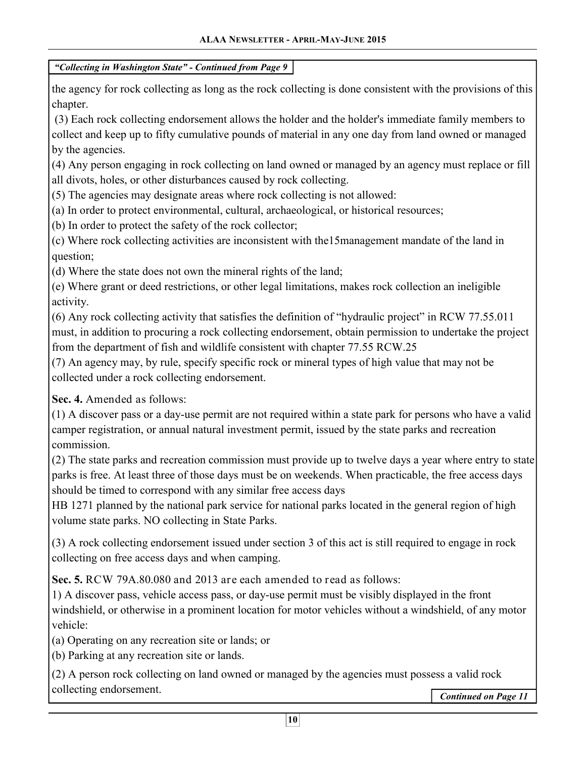*"Collecting in Washington State" - Continued from Page 9*

the agency for rock collecting as long as the rock collecting is done consistent with the provisions of this chapter.

(3) Each rock collecting endorsement allows the holder and the holder's immediate family members to collect and keep up to fifty cumulative pounds of material in any one day from land owned or managed by the agencies.

(4) Any person engaging in rock collecting on land owned or managed by an agency must replace or fill all divots, holes, or other disturbances caused by rock collecting.

(5) The agencies may designate areas where rock collecting is not allowed:

(a) In order to protect environmental, cultural, archaeological, or historical resources;

(b) In order to protect the safety of the rock collector;

(c) Where rock collecting activities are inconsistent with the15management mandate of the land in question;

(d) Where the state does not own the mineral rights of the land;

(e) Where grant or deed restrictions, or other legal limitations, makes rock collection an ineligible activity.

(6) Any rock collecting activity that satisfies the definition of "hydraulic project" in RCW 77.55.011 must, in addition to procuring a rock collecting endorsement, obtain permission to undertake the project from the department of fish and wildlife consistent with chapter 77.55 RCW.25

(7) An agency may, by rule, specify specific rock or mineral types of high value that may not be collected under a rock collecting endorsement.

**Sec. 4.** Amended as follows:

(1) A discover pass or a day-use permit are not required within a state park for persons who have a valid camper registration, or annual natural investment permit, issued by the state parks and recreation commission.

(2) The state parks and recreation commission must provide up to twelve days a year where entry to state parks is free. At least three of those days must be on weekends. When practicable, the free access days should be timed to correspond with any similar free access days

HB 1271 planned by the national park service for national parks located in the general region of high volume state parks. NO collecting in State Parks.

(3) A rock collecting endorsement issued under section 3 of this act is still required to engage in rock collecting on free access days and when camping.

**Sec. 5.** RCW 79A.80.080 and 2013 are each amended to read as follows:

1) A discover pass, vehicle access pass, or day-use permit must be visibly displayed in the front windshield, or otherwise in a prominent location for motor vehicles without a windshield, of any motor vehicle:

(a) Operating on any recreation site or lands; or

(b) Parking at any recreation site or lands.

(2) A person rock collecting on land owned or managed by the agencies must possess a valid rock collecting endorsement.

*Continued on Page 11*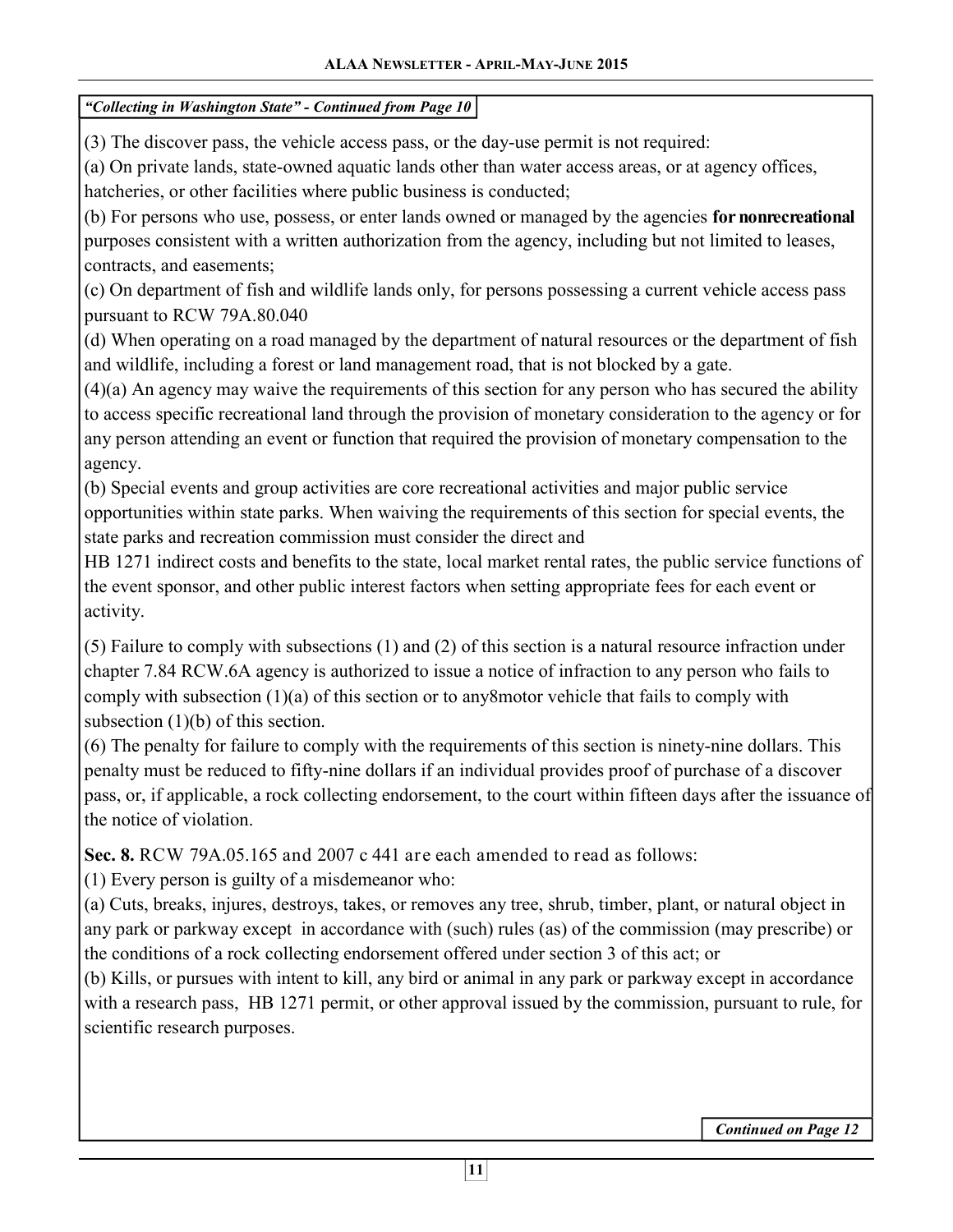*"Collecting in Washington State" - Continued from Page 10*

(3) The discover pass, the vehicle access pass, or the day-use permit is not required:

(a) On private lands, state-owned aquatic lands other than water access areas, or at agency offices, hatcheries, or other facilities where public business is conducted;

(b) For persons who use, possess, or enter lands owned or managed by the agencies **for nonrecreational** purposes consistent with a written authorization from the agency, including but not limited to leases, contracts, and easements;

(c) On department of fish and wildlife lands only, for persons possessing a current vehicle access pass pursuant to RCW 79A.80.040

(d) When operating on a road managed by the department of natural resources or the department of fish and wildlife, including a forest or land management road, that is not blocked by a gate.

(4)(a) An agency may waive the requirements of this section for any person who has secured the ability to access specific recreational land through the provision of monetary consideration to the agency or for any person attending an event or function that required the provision of monetary compensation to the agency.

(b) Special events and group activities are core recreational activities and major public service opportunities within state parks. When waiving the requirements of this section for special events, the state parks and recreation commission must consider the direct and HB 1271 indirect costs and benefits to the state, local market rental rates, the public service functions of the event sponsor, and other public interest factors when setting appropriate fees for each event or activity.

(5) Failure to comply with subsections (1) and (2) of this section is a natural resource infraction under chapter 7.84 RCW.6A agency is authorized to issue a notice of infraction to any person who fails to comply with subsection (1)(a) of this section or to any8motor vehicle that fails to comply with subsection (1)(b) of this section.

(6) The penalty for failure to comply with the requirements of this section is ninety-nine dollars. This penalty must be reduced to fifty-nine dollars if an individual provides proof of purchase of a discover pass, or, if applicable, a rock collecting endorsement, to the court within fifteen days after the issuance of the notice of violation.

**Sec. 8.** RCW 79A.05.165 and 2007 c 441 are each amended to read as follows:

(1) Every person is guilty of a misdemeanor who:

(a) Cuts, breaks, injures, destroys, takes, or removes any tree, shrub, timber, plant, or natural object in any park or parkway except in accordance with (such) rules (as) of the commission (may prescribe) or the conditions of a rock collecting endorsement offered under section 3 of this act; or

(b) Kills, or pursues with intent to kill, any bird or animal in any park or parkway except in accordance with a research pass, HB 1271 permit, or other approval issued by the commission, pursuant to rule, for scientific research purposes.

*Continued on Page 12*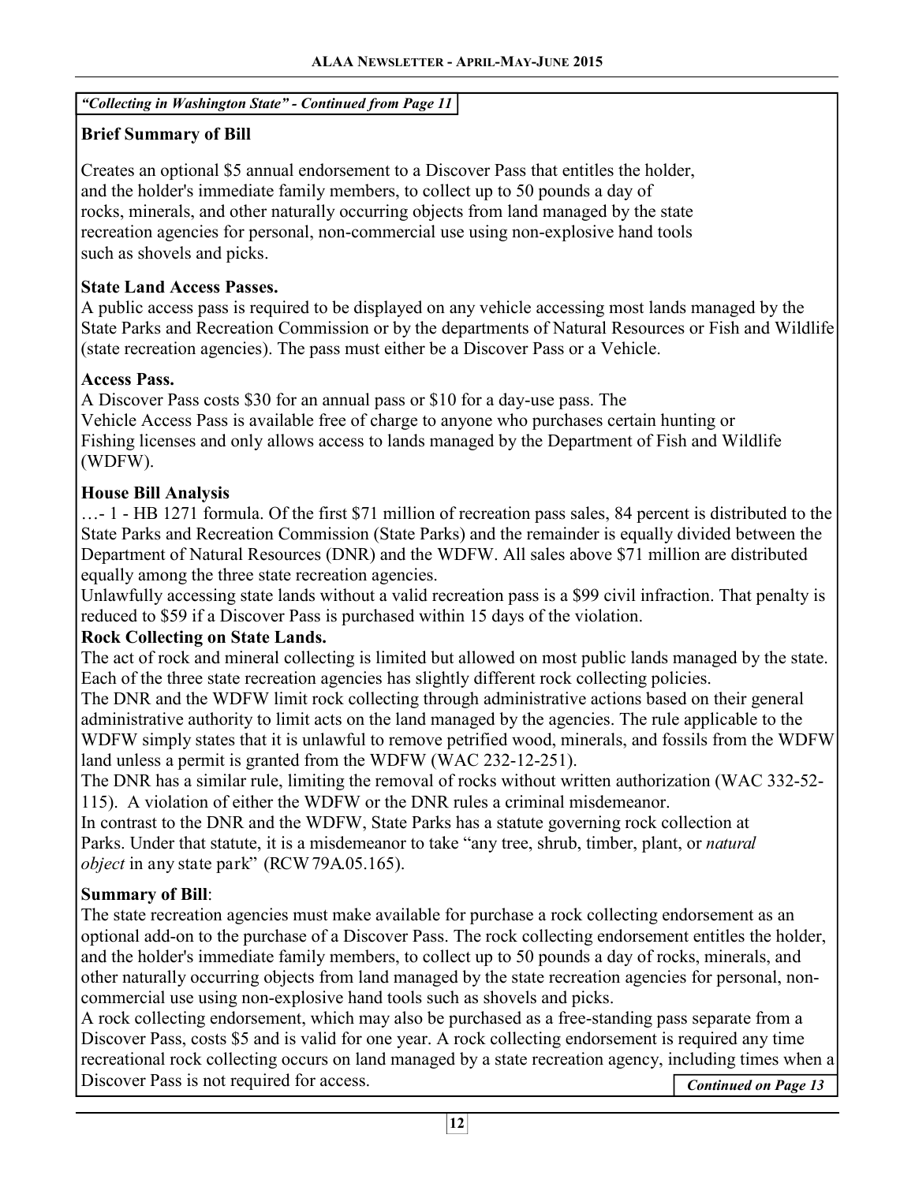*"Collecting in Washington State" - Continued from Page 11*

**Brief Summary of Bill**

Creates an optional $5 annual endorsement to a Discover Pass that entitles the holder, and the holder's immediate family members, to collect up to 50 pounds a day of rocks, minerals, and other naturally occurring objects from land managed by the state recreation agencies for personal, non-commercial use using non-explosive hand tools such as shovels and picks.

**State Land Access Passes.**
A public access pass is required to be displayed on any vehicle accessing most lands managed by the State Parks and Recreation Commission or by the departments of Natural Resources or Fish and Wildlife (state recreation agencies). The pass must either be a Discover Pass or a Vehicle.

**Access Pass.**
A Discover Pass costs $30 for an annual pass or $10 for a day-use pass. The Vehicle Access Pass is available free of charge to anyone who purchases certain hunting or Fishing licenses and only allows access to lands managed by the Department of Fish and Wildlife (WDFW).

**House Bill Analysis**
…- 1 - HB 1271 formula. Of the first $71 million of recreation pass sales, 84 percent is distributed to the State Parks and Recreation Commission (State Parks) and the remainder is equally divided between the Department of Natural Resources (DNR) and the WDFW. All sales above $71 million are distributed equally among the three state recreation agencies.
Unlawfully accessing state lands without a valid recreation pass is a $99 civil infraction. That penalty is reduced to $59 if a Discover Pass is purchased within 15 days of the violation.

**Rock Collecting on State Lands.**
The act of rock and mineral collecting is limited but allowed on most public lands managed by the state. Each of the three state recreation agencies has slightly different rock collecting policies.
The DNR and the WDFW limit rock collecting through administrative actions based on their general administrative authority to limit acts on the land managed by the agencies. The rule applicable to the WDFW simply states that it is unlawful to remove petrified wood, minerals, and fossils from the WDFW land unless a permit is granted from the WDFW (WAC 232-12-251).
The DNR has a similar rule, limiting the removal of rocks without written authorization (WAC 332-52-115). A violation of either the WDFW or the DNR rules a criminal misdemeanor.
In contrast to the DNR and the WDFW, State Parks has a statute governing rock collection at Parks. Under that statute, it is a misdemeanor to take "any tree, shrub, timber, plant, or *natural object* in any state park" (RCW 79A.05.165).

**Summary of Bill**:
The state recreation agencies must make available for purchase a rock collecting endorsement as an optional add-on to the purchase of a Discover Pass. The rock collecting endorsement entitles the holder, and the holder's immediate family members, to collect up to 50 pounds a day of rocks, minerals, and other naturally occurring objects from land managed by the state recreation agencies for personal, non-commercial use using non-explosive hand tools such as shovels and picks.
A rock collecting endorsement, which may also be purchased as a free-standing pass separate from a Discover Pass, costs $5 and is valid for one year. A rock collecting endorsement is required any time recreational rock collecting occurs on land managed by a state recreation agency, including times when a Discover Pass is not required for access.

*Continued on Page 13*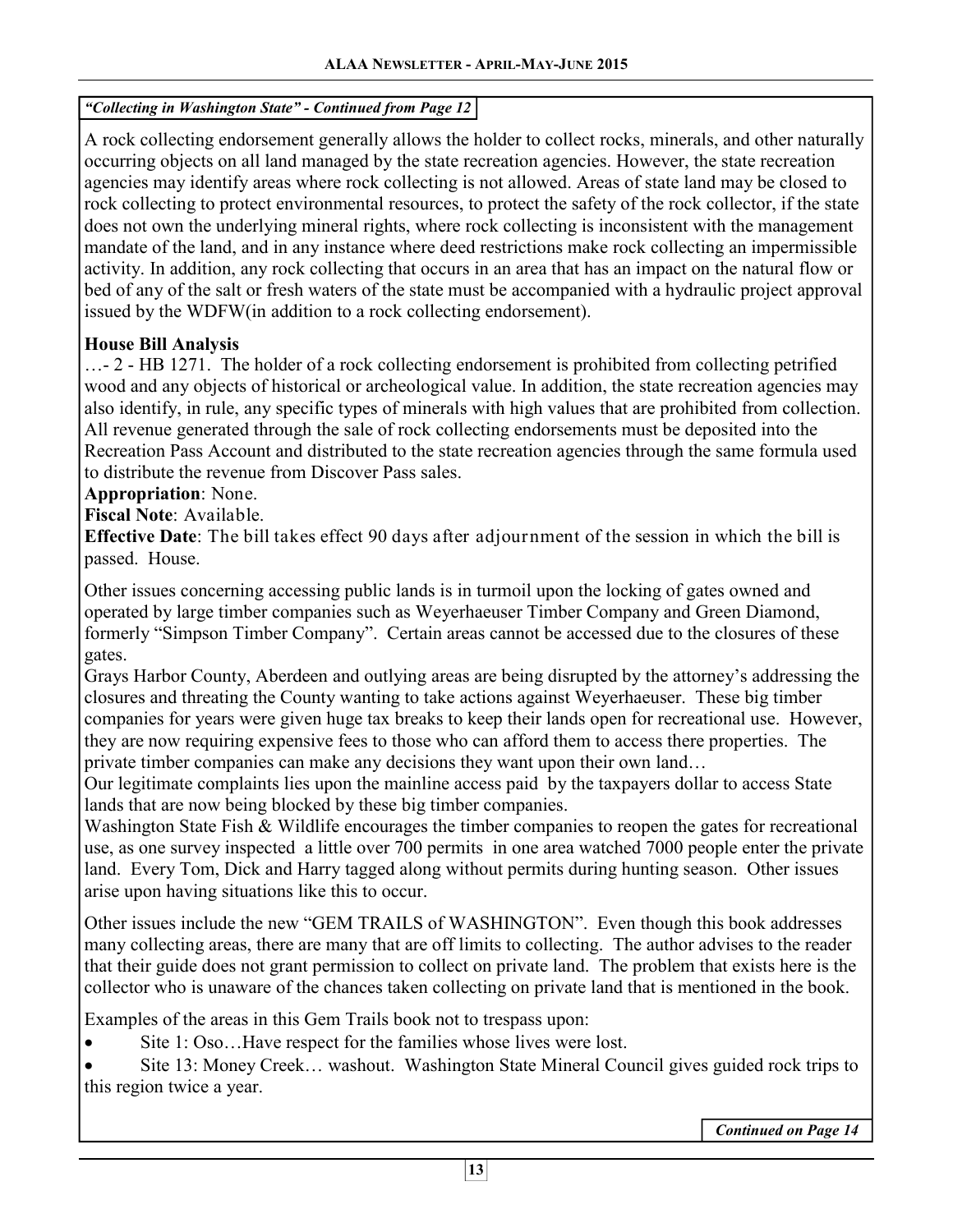*"Collecting in Washington State" - Continued from Page 12*

A rock collecting endorsement generally allows the holder to collect rocks, minerals, and other naturally occurring objects on all land managed by the state recreation agencies. However, the state recreation agencies may identify areas where rock collecting is not allowed. Areas of state land may be closed to rock collecting to protect environmental resources, to protect the safety of the rock collector, if the state does not own the underlying mineral rights, where rock collecting is inconsistent with the management mandate of the land, and in any instance where deed restrictions make rock collecting an impermissible activity. In addition, any rock collecting that occurs in an area that has an impact on the natural flow or bed of any of the salt or fresh waters of the state must be accompanied with a hydraulic project approval issued by the WDFW(in addition to a rock collecting endorsement).

**House Bill Analysis**

…- 2 - HB 1271. The holder of a rock collecting endorsement is prohibited from collecting petrified wood and any objects of historical or archeological value. In addition, the state recreation agencies may also identify, in rule, any specific types of minerals with high values that are prohibited from collection. All revenue generated through the sale of rock collecting endorsements must be deposited into the Recreation Pass Account and distributed to the state recreation agencies through the same formula used to distribute the revenue from Discover Pass sales.

**Appropriation**: None.

**Fiscal Note**: Available.

**Effective Date**: The bill takes effect 90 days after adjournment of the session in which the bill is passed. House.

Other issues concerning accessing public lands is in turmoil upon the locking of gates owned and operated by large timber companies such as Weyerhaeuser Timber Company and Green Diamond, formerly "Simpson Timber Company". Certain areas cannot be accessed due to the closures of these gates.

Grays Harbor County, Aberdeen and outlying areas are being disrupted by the attorney's addressing the closures and threating the County wanting to take actions against Weyerhaeuser. These big timber companies for years were given huge tax breaks to keep their lands open for recreational use. However, they are now requiring expensive fees to those who can afford them to access there properties. The private timber companies can make any decisions they want upon their own land…

Our legitimate complaints lies upon the mainline access paid by the taxpayers dollar to access State lands that are now being blocked by these big timber companies.

Washington State Fish & Wildlife encourages the timber companies to reopen the gates for recreational use, as one survey inspected a little over 700 permits in one area watched 7000 people enter the private land. Every Tom, Dick and Harry tagged along without permits during hunting season. Other issues arise upon having situations like this to occur.

Other issues include the new "GEM TRAILS of WASHINGTON". Even though this book addresses many collecting areas, there are many that are off limits to collecting. The author advises to the reader that their guide does not grant permission to collect on private land. The problem that exists here is the collector who is unaware of the chances taken collecting on private land that is mentioned in the book.

Examples of the areas in this Gem Trails book not to trespass upon:

- Site 1: Oso…Have respect for the families whose lives were lost.
- Site 13: Money Creek… washout. Washington State Mineral Council gives guided rock trips to this region twice a year.

*Continued on Page 14*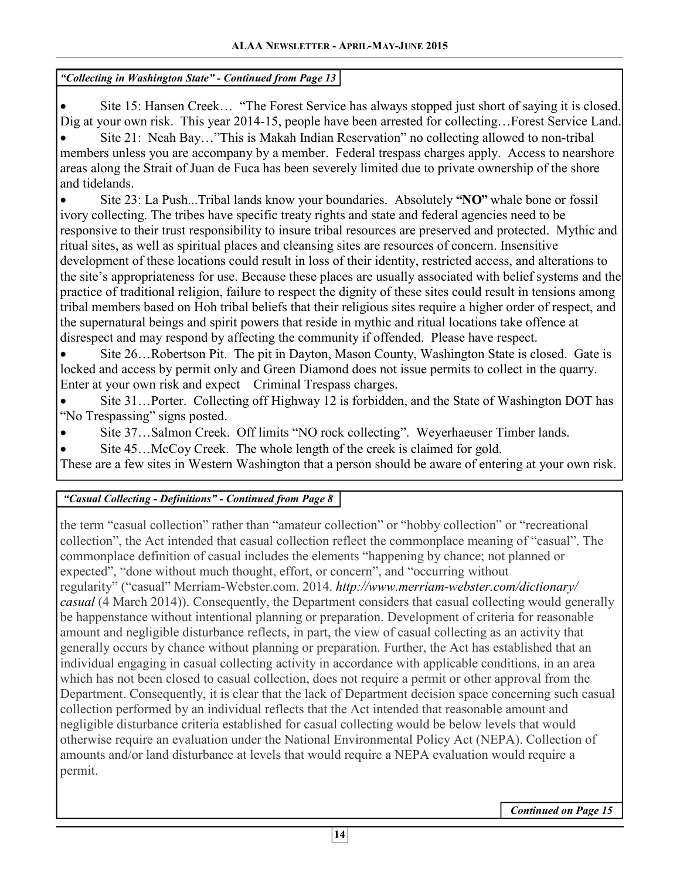*"Collecting in Washington State" - Continued from Page 13*

- Site 15: Hansen Creek… "The Forest Service has always stopped just short of saying it is closed. Dig at your own risk. This year 2014-15, people have been arrested for collecting…Forest Service Land.
- Site 21: Neah Bay…"This is Makah Indian Reservation" no collecting allowed to non-tribal members unless you are accompany by a member. Federal trespass charges apply. Access to nearshore areas along the Strait of Juan de Fuca has been severely limited due to private ownership of the shore and tidelands.
- Site 23: La Push...Tribal lands know your boundaries. Absolutely **"NO"** whale bone or fossil ivory collecting. The tribes have specific treaty rights and state and federal agencies need to be responsive to their trust responsibility to insure tribal resources are preserved and protected. Mythic and ritual sites, as well as spiritual places and cleansing sites are resources of concern. Insensitive development of these locations could result in loss of their identity, restricted access, and alterations to the site's appropriateness for use. Because these places are usually associated with belief systems and the practice of traditional religion, failure to respect the dignity of these sites could result in tensions among tribal members based on Hoh tribal beliefs that their religious sites require a higher order of respect, and the supernatural beings and spirit powers that reside in mythic and ritual locations take offence at disrespect and may respond by affecting the community if offended. Please have respect.
- Site 26…Robertson Pit. The pit in Dayton, Mason County, Washington State is closed. Gate is locked and access by permit only and Green Diamond does not issue permits to collect in the quarry. Enter at your own risk and expect Criminal Trespass charges.
- Site 31…Porter. Collecting off Highway 12 is forbidden, and the State of Washington DOT has "No Trespassing" signs posted.
- Site 37…Salmon Creek. Off limits "NO rock collecting". Weyerhaeuser Timber lands.
- Site 45…McCoy Creek. The whole length of the creek is claimed for gold.

These are a few sites in Western Washington that a person should be aware of entering at your own risk.

*"Casual Collecting - Definitions" - Continued from Page 8*

the term "casual collection" rather than "amateur collection" or "hobby collection" or "recreational collection", the Act intended that casual collection reflect the commonplace meaning of "casual". The commonplace definition of casual includes the elements "happening by chance; not planned or expected", "done without much thought, effort, or concern", and "occurring without regularity" ("casual" Merriam-Webster.com. 2014. *http://www.merriam-webster.com/dictionary/casual* (4 March 2014)). Consequently, the Department considers that casual collecting would generally be happenstance without intentional planning or preparation. Development of criteria for reasonable amount and negligible disturbance reflects, in part, the view of casual collecting as an activity that generally occurs by chance without planning or preparation. Further, the Act has established that an individual engaging in casual collecting activity in accordance with applicable conditions, in an area which has not been closed to casual collection, does not require a permit or other approval from the Department. Consequently, it is clear that the lack of Department decision space concerning such casual collection performed by an individual reflects that the Act intended that reasonable amount and negligible disturbance criteria established for casual collecting would be below levels that would otherwise require an evaluation under the National Environmental Policy Act (NEPA). Collection of amounts and/or land disturbance at levels that would require a NEPA evaluation would require a permit.

*Continued on Page 15*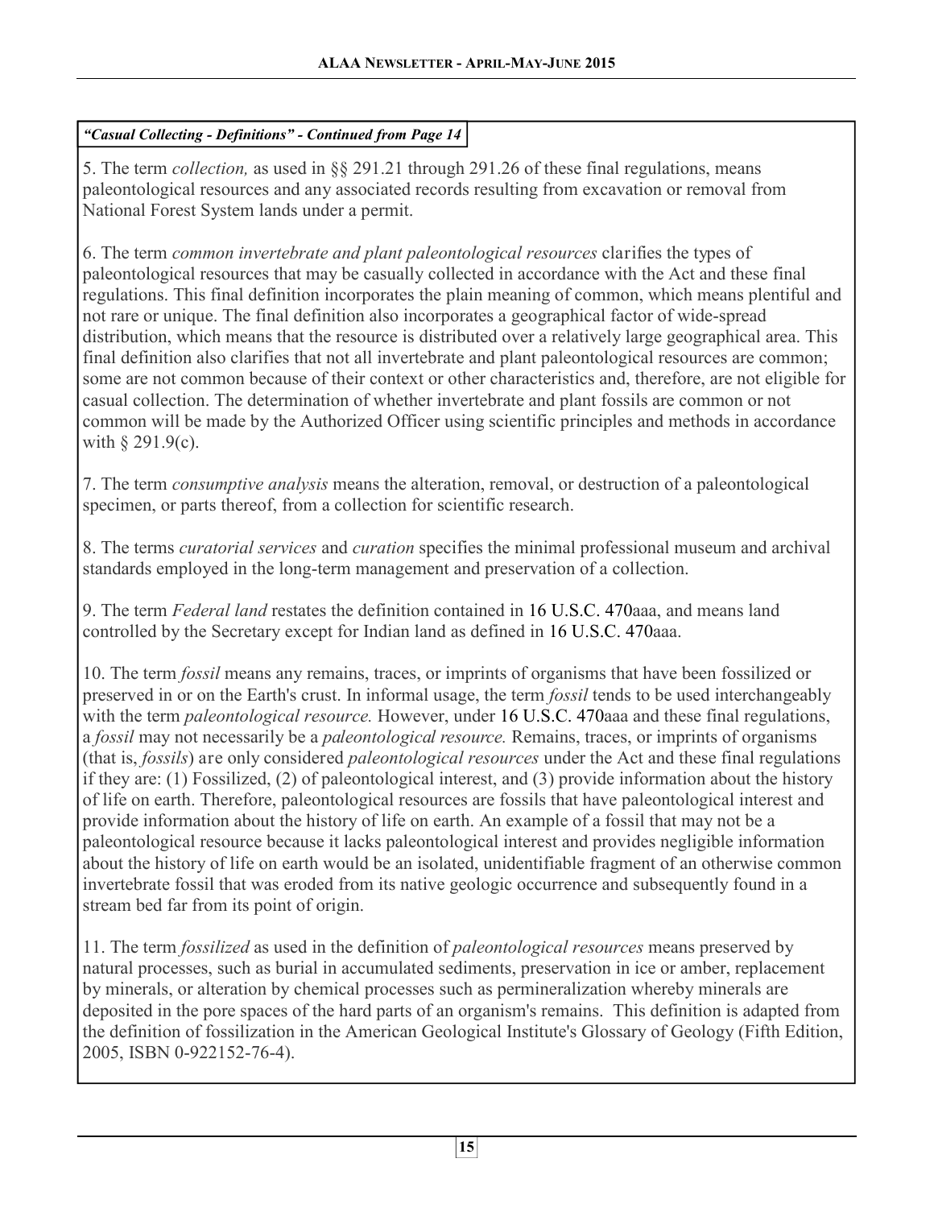***"Casual Collecting - Definitions" - Continued from Page 14***

5. The term *collection,* as used in §§ 291.21 through 291.26 of these final regulations, means paleontological resources and any associated records resulting from excavation or removal from National Forest System lands under a permit.

6. The term *common invertebrate and plant paleontological resources* clarifies the types of paleontological resources that may be casually collected in accordance with the Act and these final regulations. This final definition incorporates the plain meaning of common, which means plentiful and not rare or unique. The final definition also incorporates a geographical factor of wide-spread distribution, which means that the resource is distributed over a relatively large geographical area. This final definition also clarifies that not all invertebrate and plant paleontological resources are common; some are not common because of their context or other characteristics and, therefore, are not eligible for casual collection. The determination of whether invertebrate and plant fossils are common or not common will be made by the Authorized Officer using scientific principles and methods in accordance with § 291.9(c).

7. The term *consumptive analysis* means the alteration, removal, or destruction of a paleontological specimen, or parts thereof, from a collection for scientific research.

8. The terms *curatorial services* and *curation* specifies the minimal professional museum and archival standards employed in the long-term management and preservation of a collection.

9. The term *Federal land* restates the definition contained in 16 U.S.C. 470aaa, and means land controlled by the Secretary except for Indian land as defined in 16 U.S.C. 470aaa.

10. The term *fossil* means any remains, traces, or imprints of organisms that have been fossilized or preserved in or on the Earth's crust. In informal usage, the term *fossil* tends to be used interchangeably with the term *paleontological resource.* However, under 16 U.S.C. 470aaa and these final regulations, a *fossil* may not necessarily be a *paleontological resource.* Remains, traces, or imprints of organisms (that is, *fossils*) are only considered *paleontological resources* under the Act and these final regulations if they are: (1) Fossilized, (2) of paleontological interest, and (3) provide information about the history of life on earth. Therefore, paleontological resources are fossils that have paleontological interest and provide information about the history of life on earth. An example of a fossil that may not be a paleontological resource because it lacks paleontological interest and provides negligible information about the history of life on earth would be an isolated, unidentifiable fragment of an otherwise common invertebrate fossil that was eroded from its native geologic occurrence and subsequently found in a stream bed far from its point of origin.

11. The term *fossilized* as used in the definition of *paleontological resources* means preserved by natural processes, such as burial in accumulated sediments, preservation in ice or amber, replacement by minerals, or alteration by chemical processes such as permineralization whereby minerals are deposited in the pore spaces of the hard parts of an organism's remains. This definition is adapted from the definition of fossilization in the American Geological Institute's Glossary of Geology (Fifth Edition, 2005, ISBN 0-922152-76-4).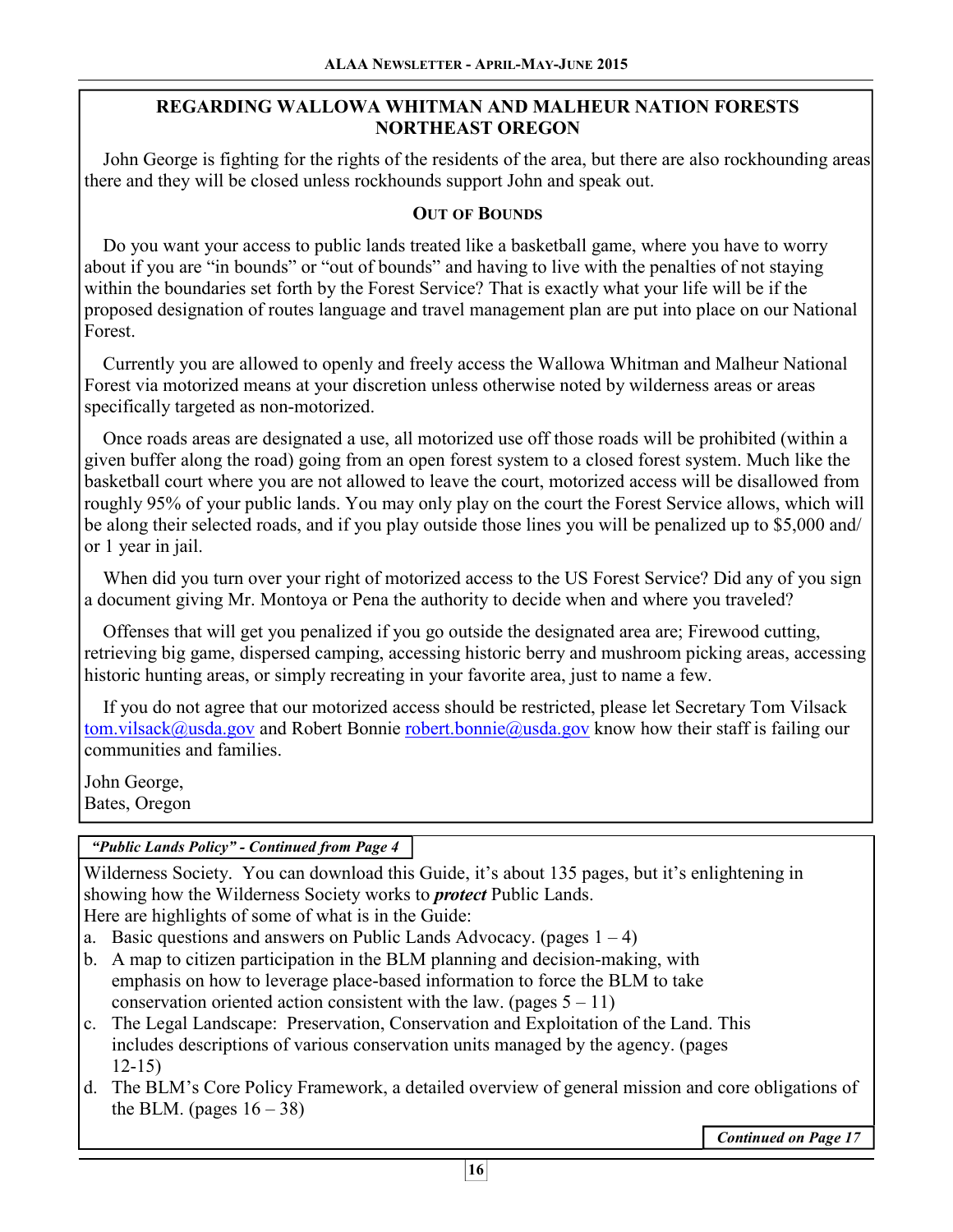## REGARDING WALLOWA WHITMAN AND MALHEUR NATION FORESTS NORTHEAST OREGON

John George is fighting for the rights of the residents of the area, but there are also rockhounding areas there and they will be closed unless rockhounds support John and speak out.

### OUT OF BOUNDS

Do you want your access to public lands treated like a basketball game, where you have to worry about if you are "in bounds" or "out of bounds" and having to live with the penalties of not staying within the boundaries set forth by the Forest Service? That is exactly what your life will be if the proposed designation of routes language and travel management plan are put into place on our National Forest.

Currently you are allowed to openly and freely access the Wallowa Whitman and Malheur National Forest via motorized means at your discretion unless otherwise noted by wilderness areas or areas specifically targeted as non-motorized.

Once roads areas are designated a use, all motorized use off those roads will be prohibited (within a given buffer along the road) going from an open forest system to a closed forest system. Much like the basketball court where you are not allowed to leave the court, motorized access will be disallowed from roughly 95% of your public lands. You may only play on the court the Forest Service allows, which will be along their selected roads, and if you play outside those lines you will be penalized up to $5,000 and/ or 1 year in jail.

When did you turn over your right of motorized access to the US Forest Service? Did any of you sign a document giving Mr. Montoya or Pena the authority to decide when and where you traveled?

Offenses that will get you penalized if you go outside the designated area are; Firewood cutting, retrieving big game, dispersed camping, accessing historic berry and mushroom picking areas, accessing historic hunting areas, or simply recreating in your favorite area, just to name a few.

If you do not agree that our motorized access should be restricted, please let Secretary Tom Vilsack tom.vilsack@usda.gov and Robert Bonnie robert.bonnie@usda.gov know how their staff is failing our communities and families.

John George,
Bates, Oregon

***"Public Lands Policy" - Continued from Page 4***

Wilderness Society. You can download this Guide, it's about 135 pages, but it's enlightening in showing how the Wilderness Society works to ***protect*** Public Lands.
Here are highlights of some of what is in the Guide:

a. Basic questions and answers on Public Lands Advocacy. (pages 1 – 4)
b. A map to citizen participation in the BLM planning and decision-making, with emphasis on how to leverage place-based information to force the BLM to take conservation oriented action consistent with the law. (pages 5 – 11)
c. The Legal Landscape: Preservation, Conservation and Exploitation of the Land. This includes descriptions of various conservation units managed by the agency. (pages 12-15)
d. The BLM's Core Policy Framework, a detailed overview of general mission and core obligations of the BLM. (pages 16 – 38)

***Continued on Page 17***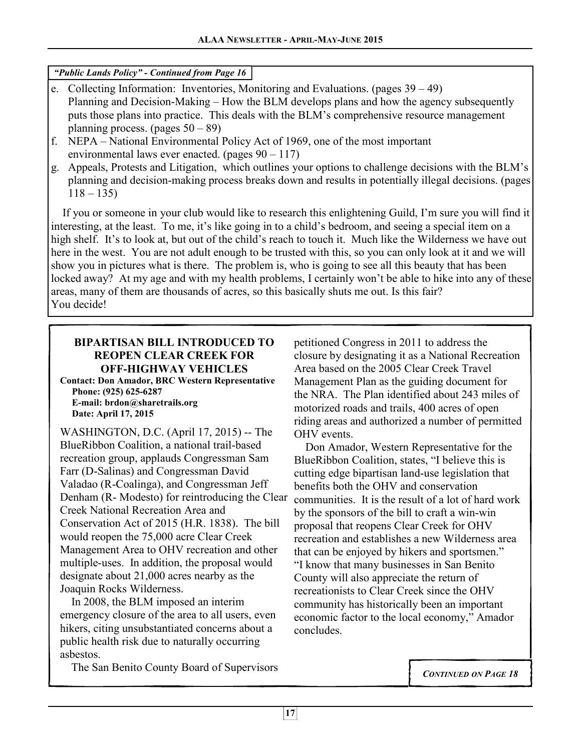*"Public Lands Policy" - Continued from Page 16*

e. Collecting Information: Inventories, Monitoring and Evaluations. (pages 39 – 49)
   Planning and Decision-Making – How the BLM develops plans and how the agency subsequently puts those plans into practice. This deals with the BLM's comprehensive resource management planning process. (pages 50 – 89)
f. NEPA – National Environmental Policy Act of 1969, one of the most important environmental laws ever enacted. (pages 90 – 117)
g. Appeals, Protests and Litigation, which outlines your options to challenge decisions with the BLM's planning and decision-making process breaks down and results in potentially illegal decisions. (pages 118 – 135)

If you or someone in your club would like to research this enlightening Guild, I'm sure you will find it interesting, at the least. To me, it's like going in to a child's bedroom, and seeing a special item on a high shelf. It's to look at, but out of the child's reach to touch it. Much like the Wilderness we have out here in the west. You are not adult enough to be trusted with this, so you can only look at it and we will show you in pictures what is there. The problem is, who is going to see all this beauty that has been locked away? At my age and with my health problems, I certainly won't be able to hike into any of these areas, many of them are thousands of acres, so this basically shuts me out. Is this fair? You decide!

## BIPARTISAN BILL INTRODUCED TO REOPEN CLEAR CREEK FOR OFF-HIGHWAY VEHICLES

**Contact: Don Amador, BRC Western Representative**
**Phone: (925) 625-6287**
**E-mail: brdon@sharetrails.org**
**Date: April 17, 2015**

WASHINGTON, D.C. (April 17, 2015) -- The BlueRibbon Coalition, a national trail-based recreation group, applauds Congressman Sam Farr (D-Salinas) and Congressman David Valadao (R-Coalinga), and Congressman Jeff Denham (R- Modesto) for reintroducing the Clear Creek National Recreation Area and Conservation Act of 2015 (H.R. 1838). The bill would reopen the 75,000 acre Clear Creek Management Area to OHV recreation and other multiple-uses. In addition, the proposal would designate about 21,000 acres nearby as the Joaquin Rocks Wilderness.

In 2008, the BLM imposed an interim emergency closure of the area to all users, even hikers, citing unsubstantiated concerns about a public health risk due to naturally occurring asbestos.

The San Benito County Board of Supervisors petitioned Congress in 2011 to address the closure by designating it as a National Recreation Area based on the 2005 Clear Creek Travel Management Plan as the guiding document for the NRA. The Plan identified about 243 miles of motorized roads and trails, 400 acres of open riding areas and authorized a number of permitted OHV events.

Don Amador, Western Representative for the BlueRibbon Coalition, states, "I believe this is cutting edge bipartisan land-use legislation that benefits both the OHV and conservation communities. It is the result of a lot of hard work by the sponsors of the bill to craft a win-win proposal that reopens Clear Creek for OHV recreation and establishes a new Wilderness area that can be enjoyed by hikers and sportsmen." "I know that many businesses in San Benito County will also appreciate the return of recreationists to Clear Creek since the OHV community has historically been an important economic factor to the local economy," Amador concludes.

*CONTINUED ON PAGE 18*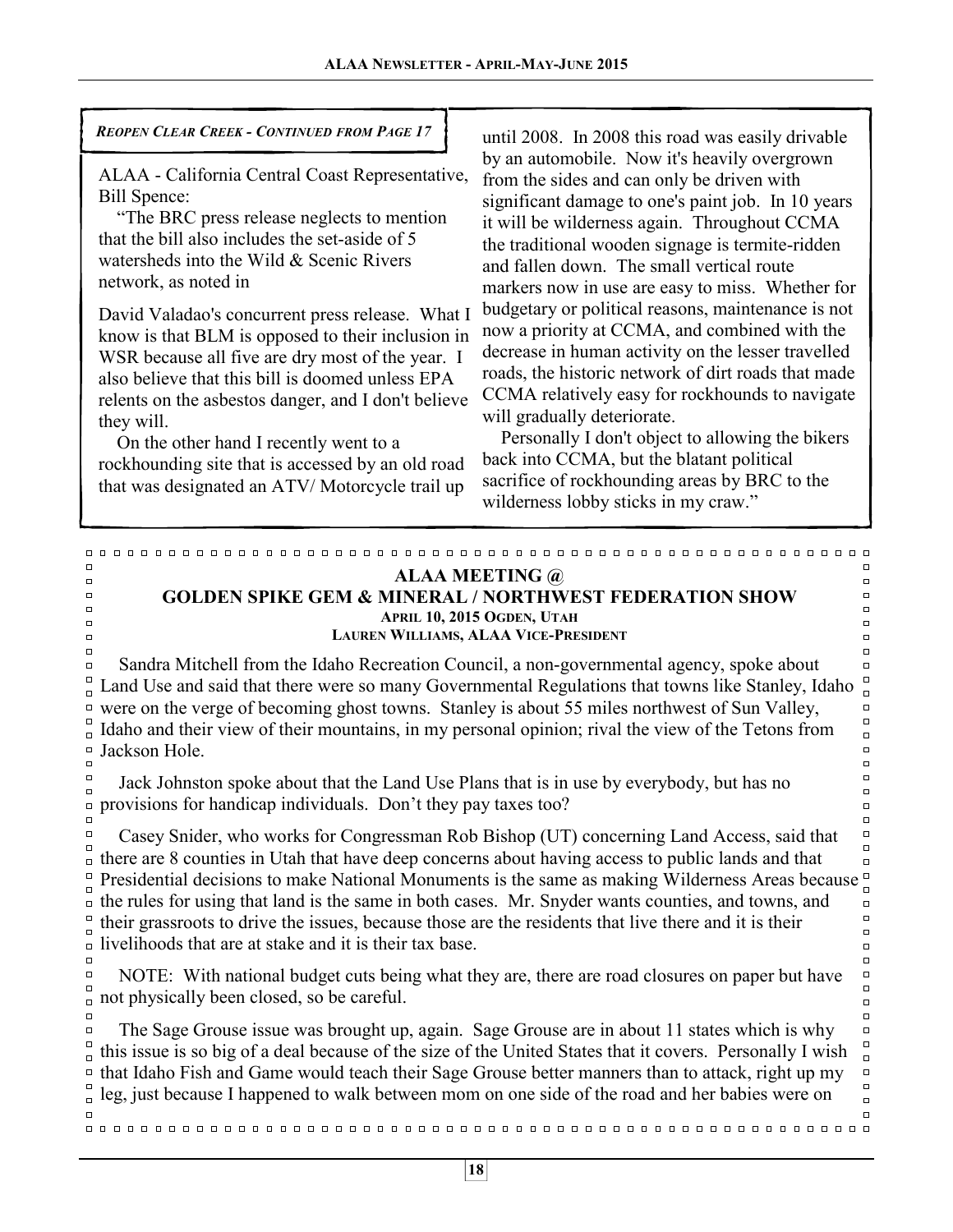*REOPEN CLEAR CREEK - CONTINUED FROM PAGE 17*

ALAA - California Central Coast Representative, Bill Spence:

"The BRC press release neglects to mention that the bill also includes the set-aside of 5 watersheds into the Wild & Scenic Rivers network, as noted in

David Valadao's concurrent press release. What I know is that BLM is opposed to their inclusion in WSR because all five are dry most of the year. I also believe that this bill is doomed unless EPA relents on the asbestos danger, and I don't believe they will.

On the other hand I recently went to a rockhounding site that is accessed by an old road that was designated an ATV/ Motorcycle trail up until 2008. In 2008 this road was easily drivable by an automobile. Now it's heavily overgrown from the sides and can only be driven with significant damage to one's paint job. In 10 years it will be wilderness again. Throughout CCMA the traditional wooden signage is termite-ridden and fallen down. The small vertical route markers now in use are easy to miss. Whether for budgetary or political reasons, maintenance is not now a priority at CCMA, and combined with the decrease in human activity on the lesser travelled roads, the historic network of dirt roads that made CCMA relatively easy for rockhounds to navigate will gradually deteriorate.

Personally I don't object to allowing the bikers back into CCMA, but the blatant political sacrifice of rockhounding areas by BRC to the wilderness lobby sticks in my craw."

## ALAA MEETING @ GOLDEN SPIKE GEM & MINERAL / NORTHWEST FEDERATION SHOW

**APRIL 10, 2015 OGDEN, UTAH**

**LAUREN WILLIAMS, ALAA VICE-PRESIDENT**

Sandra Mitchell from the Idaho Recreation Council, a non-governmental agency, spoke about Land Use and said that there were so many Governmental Regulations that towns like Stanley, Idaho were on the verge of becoming ghost towns. Stanley is about 55 miles northwest of Sun Valley, Idaho and their view of their mountains, in my personal opinion; rival the view of the Tetons from Jackson Hole.

Jack Johnston spoke about that the Land Use Plans that is in use by everybody, but has no provisions for handicap individuals. Don't they pay taxes too?

Casey Snider, who works for Congressman Rob Bishop (UT) concerning Land Access, said that there are 8 counties in Utah that have deep concerns about having access to public lands and that Presidential decisions to make National Monuments is the same as making Wilderness Areas because the rules for using that land is the same in both cases. Mr. Snyder wants counties, and towns, and their grassroots to drive the issues, because those are the residents that live there and it is their livelihoods that are at stake and it is their tax base.

NOTE: With national budget cuts being what they are, there are road closures on paper but have not physically been closed, so be careful.

The Sage Grouse issue was brought up, again. Sage Grouse are in about 11 states which is why this issue is so big of a deal because of the size of the United States that it covers. Personally I wish that Idaho Fish and Game would teach their Sage Grouse better manners than to attack, right up my leg, just because I happened to walk between mom on one side of the road and her babies were on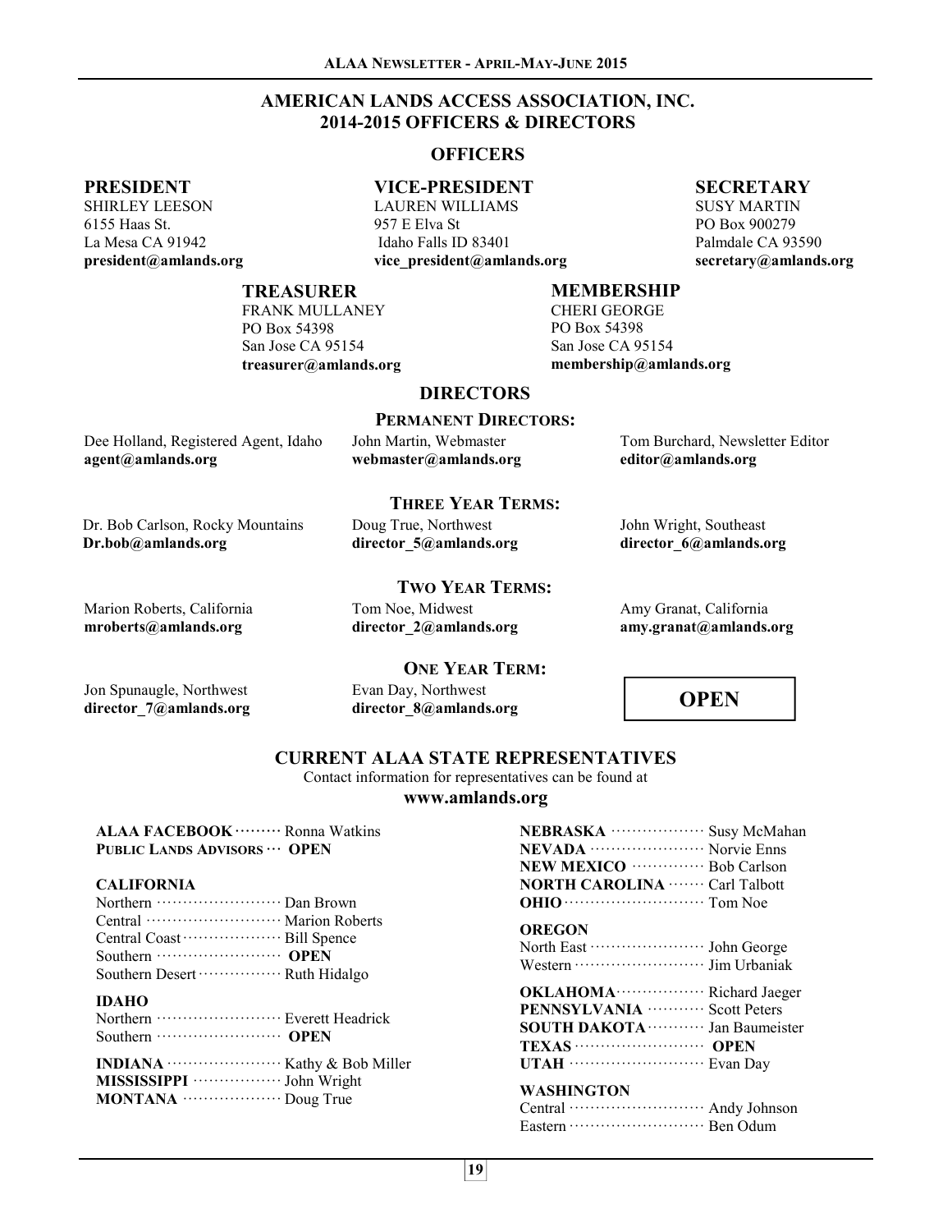# AMERICAN LANDS ACCESS ASSOCIATION, INC.
# 2014-2015 OFFICERS & DIRECTORS

## OFFICERS

**PRESIDENT**
SHIRLEY LEESON
6155 Haas St.
La Mesa CA 91942
**president@amlands.org**

**VICE-PRESIDENT**
LAUREN WILLIAMS
957 E Elva St
Idaho Falls ID 83401
**vice_president@amlands.org**

**SECRETARY**
SUSY MARTIN
PO Box 900279
Palmdale CA 93590
**secretary@amlands.org**

**TREASURER**
FRANK MULLANEY
PO Box 54398
San Jose CA 95154
**treasurer@amlands.org**

**MEMBERSHIP**
CHERI GEORGE
PO Box 54398
San Jose CA 95154
**membership@amlands.org**

## DIRECTORS

### PERMANENT DIRECTORS:

Dee Holland, Registered Agent, Idaho
**agent@amlands.org**

John Martin, Webmaster
**webmaster@amlands.org**

Tom Burchard, Newsletter Editor
**editor@amlands.org**

### THREE YEAR TERMS:

Dr. Bob Carlson, Rocky Mountains
**Dr.bob@amlands.org**

Doug True, Northwest
**director_5@amlands.org**

John Wright, Southeast
**director_6@amlands.org**

### TWO YEAR TERMS:

Marion Roberts, California
**mroberts@amlands.org**

Tom Noe, Midwest
**director_2@amlands.org**

Amy Granat, California
**amy.granat@amlands.org**

### ONE YEAR TERM:

Jon Spunaugle, Northwest
**director_7@amlands.org**

Evan Day, Northwest
**director_8@amlands.org**

**OPEN**

## CURRENT ALAA STATE REPRESENTATIVES

Contact information for representatives can be found at
**www.amlands.org**

**ALAA FACEBOOK** ········· Ronna Watkins
**PUBLIC LANDS ADVISORS** ··· **OPEN**

**CALIFORNIA**
Northern ························ Dan Brown
Central ·························· Marion Roberts
Central Coast ··················· Bill Spence
Southern ························ **OPEN**
Southern Desert ················ Ruth Hidalgo

**IDAHO**
Northern ························ Everett Headrick
Southern ························ **OPEN**

**INDIANA** ······················ Kathy & Bob Miller
**MISSISSIPPI** ················· John Wright
**MONTANA** ··················· Doug True

**NEBRASKA** ·················· Susy McMahan
**NEVADA** ······················ Norvie Enns
**NEW MEXICO** ·············· Bob Carlson
**NORTH CAROLINA** ······· Carl Talbott
**OHIO** ··························· Tom Noe

**OREGON**
North East ······················ John George
Western ························· Jim Urbaniak

**OKLAHOMA** ················· Richard Jaeger
**PENNSYLVANIA** ··········· Scott Peters
**SOUTH DAKOTA** ··········· Jan Baumeister
**TEXAS** ························· **OPEN**
**UTAH** ·························· Evan Day

**WASHINGTON**
Central ·························· Andy Johnson
Eastern ·························· Ben Odum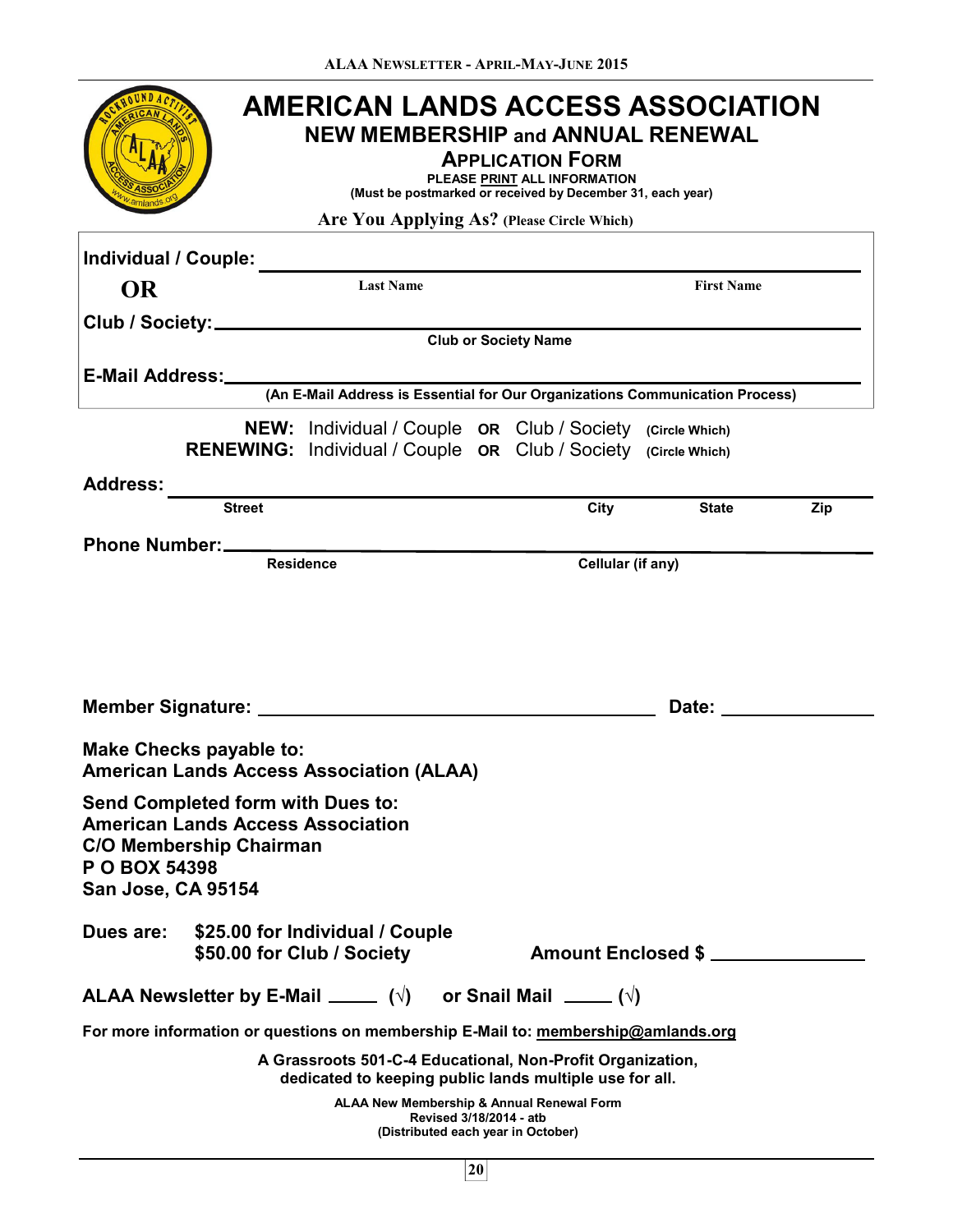# AMERICAN LANDS ACCESS ASSOCIATION

## NEW MEMBERSHIP and ANNUAL RENEWAL

### APPLICATION FORM

**PLEASE PRINT ALL INFORMATION**
**(Must be postmarked or received by December 31, each year)**

**Are You Applying As? (Please Circle Which)**

**Individual / Couple:** ______________________________________________

Last Name                                                  First Name

**OR**

**Club / Society:** ______________________________________________

Club or Society Name

**E-Mail Address:** ______________________________________________

(An E-Mail Address is Essential for Our Organizations Communication Process)

**NEW:** Individual / Couple **OR** Club / Society **(Circle Which)**
**RENEWING:** Individual / Couple **OR** Club / Society **(Circle Which)**

**Address:** ______________________________________________

Street                                   City          State          Zip

**Phone Number:** ______________________________________________

Residence                                   Cellular (if any)

**Member Signature:** ______________________________ **Date:** ______________

**Make Checks payable to:**
**American Lands Access Association (ALAA)**

**Send Completed form with Dues to:**
**American Lands Access Association**
**C/O Membership Chairman**
**P O BOX 54398**
**San Jose, CA 95154**

**Dues are:** **$25.00 for Individual / Couple**
**$50.00 for Club / Society**

**Amount Enclosed $** ______________

**ALAA Newsletter by E-Mail _____ (√) or Snail Mail _____ (√)**

**For more information or questions on membership E-Mail to: membership@amlands.org**

**A Grassroots 501-C-4 Educational, Non-Profit Organization, dedicated to keeping public lands multiple use for all.**

**ALAA New Membership & Annual Renewal Form**
**Revised 3/18/2014 - atb**
**(Distributed each year in October)**